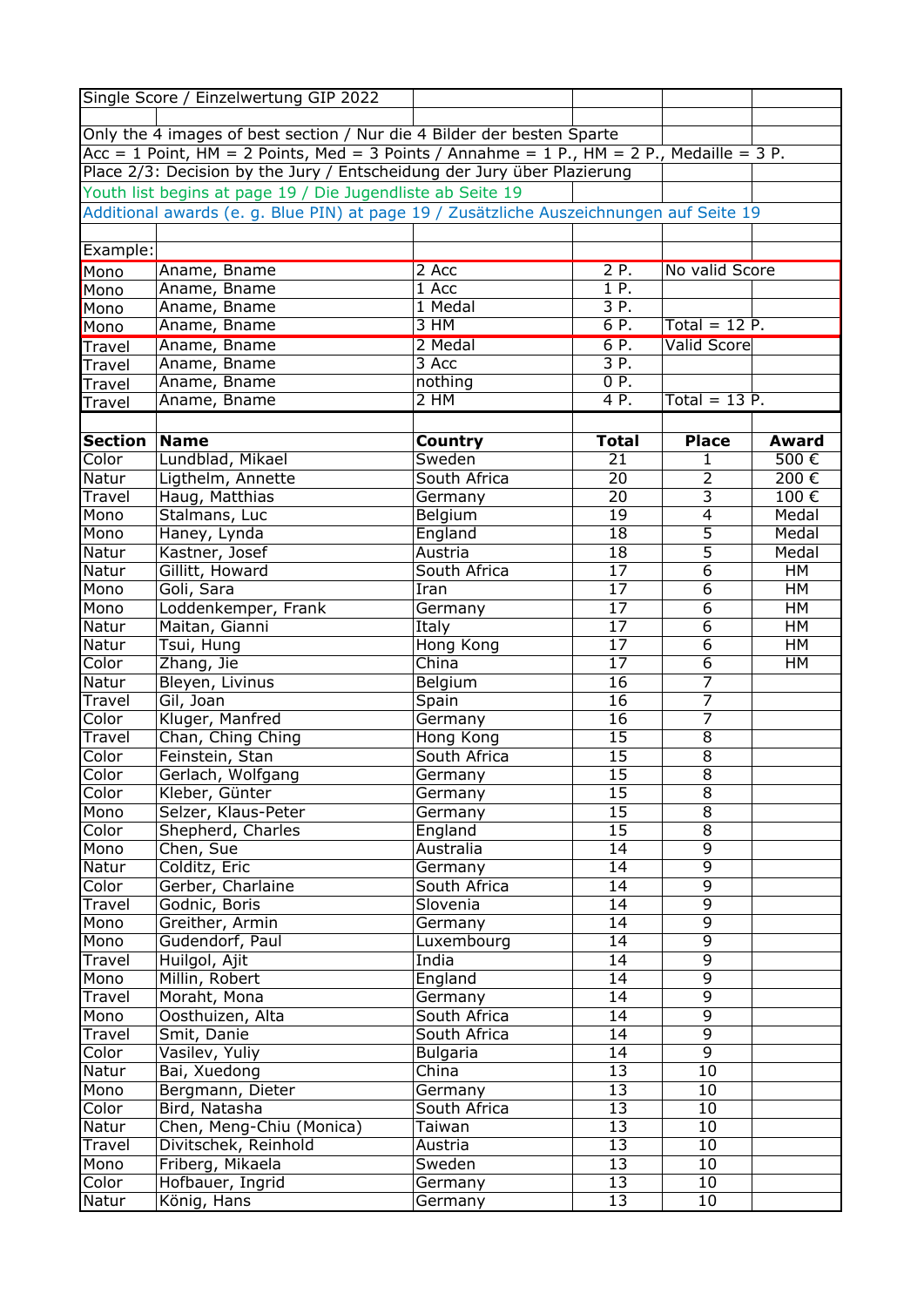Single Score / Einzelwertung GIP 2022

Only the 4 images of best section / Nur die 4 Bilder der besten Sparte

Acc = 1 Point, HM = 2 Points, Med = 3 Points / Annahme = 1 P., HM = 2 P., Medaille = 3 P.

Place 2/3: Decision by the Jury / Entscheidung der Jury über Plazierung

Youth list begins at page 19 / Die Jugendliste ab Seite 19

Additional awards (e. g. Blue PIN) at page 19 / Zusätzliche Auszeichnungen auf Seite 19

Example:

| | | | | |
|---|---|---|---|---|
| Mono | Aname, Bname | 2 Acc | 2 P. | No valid Score |
| Mono | Aname, Bname | 1 Acc | 1 P. | |
| Mono | Aname, Bname | 1 Medal | 3 P. | |
| Mono | Aname, Bname | 3 HM | 6 P. | Total = 12 P. |
| Travel | Aname, Bname | 2 Medal | 6 P. | Valid Score |
| Travel | Aname, Bname | 3 Acc | 3 P. | |
| Travel | Aname, Bname | nothing | 0 P. | |
| Travel | Aname, Bname | 2 HM | 4 P. | Total = 13 P. |

| Section | Name | Country | Total | Place | Award |
|---|---|---|---|---|---|
| Color | Lundblad, Mikael | Sweden | 21 | 1 | 500 € |
| Natur | Ligthelm, Annette | South Africa | 20 | 2 | 200 € |
| Travel | Haug, Matthias | Germany | 20 | 3 | 100 € |
| Mono | Stalmans, Luc | Belgium | 19 | 4 | Medal |
| Mono | Haney, Lynda | England | 18 | 5 | Medal |
| Natur | Kastner, Josef | Austria | 18 | 5 | Medal |
| Natur | Gillitt, Howard | South Africa | 17 | 6 | HM |
| Mono | Goli, Sara | Iran | 17 | 6 | HM |
| Mono | Loddenkemper, Frank | Germany | 17 | 6 | HM |
| Natur | Maitan, Gianni | Italy | 17 | 6 | HM |
| Natur | Tsui, Hung | Hong Kong | 17 | 6 | HM |
| Color | Zhang, Jie | China | 17 | 6 | HM |
| Natur | Bleyen, Livinus | Belgium | 16 | 7 | |
| Travel | Gil, Joan | Spain | 16 | 7 | |
| Color | Kluger, Manfred | Germany | 16 | 7 | |
| Travel | Chan, Ching Ching | Hong Kong | 15 | 8 | |
| Color | Feinstein, Stan | South Africa | 15 | 8 | |
| Color | Gerlach, Wolfgang | Germany | 15 | 8 | |
| Color | Kleber, Günter | Germany | 15 | 8 | |
| Mono | Selzer, Klaus-Peter | Germany | 15 | 8 | |
| Color | Shepherd, Charles | England | 15 | 8 | |
| Mono | Chen, Sue | Australia | 14 | 9 | |
| Natur | Colditz, Eric | Germany | 14 | 9 | |
| Color | Gerber, Charlaine | South Africa | 14 | 9 | |
| Travel | Godnic, Boris | Slovenia | 14 | 9 | |
| Mono | Greither, Armin | Germany | 14 | 9 | |
| Mono | Gudendorf, Paul | Luxembourg | 14 | 9 | |
| Travel | Huilgol, Ajit | India | 14 | 9 | |
| Mono | Millin, Robert | England | 14 | 9 | |
| Travel | Moraht, Mona | Germany | 14 | 9 | |
| Mono | Oosthuizen, Alta | South Africa | 14 | 9 | |
| Travel | Smit, Danie | South Africa | 14 | 9 | |
| Color | Vasilev, Yuliy | Bulgaria | 14 | 9 | |
| Natur | Bai, Xuedong | China | 13 | 10 | |
| Mono | Bergmann, Dieter | Germany | 13 | 10 | |
| Color | Bird, Natasha | South Africa | 13 | 10 | |
| Natur | Chen, Meng-Chiu (Monica) | Taiwan | 13 | 10 | |
| Travel | Divitschek, Reinhold | Austria | 13 | 10 | |
| Mono | Friberg, Mikaela | Sweden | 13 | 10 | |
| Color | Hofbauer, Ingrid | Germany | 13 | 10 | |
| Natur | König, Hans | Germany | 13 | 10 | |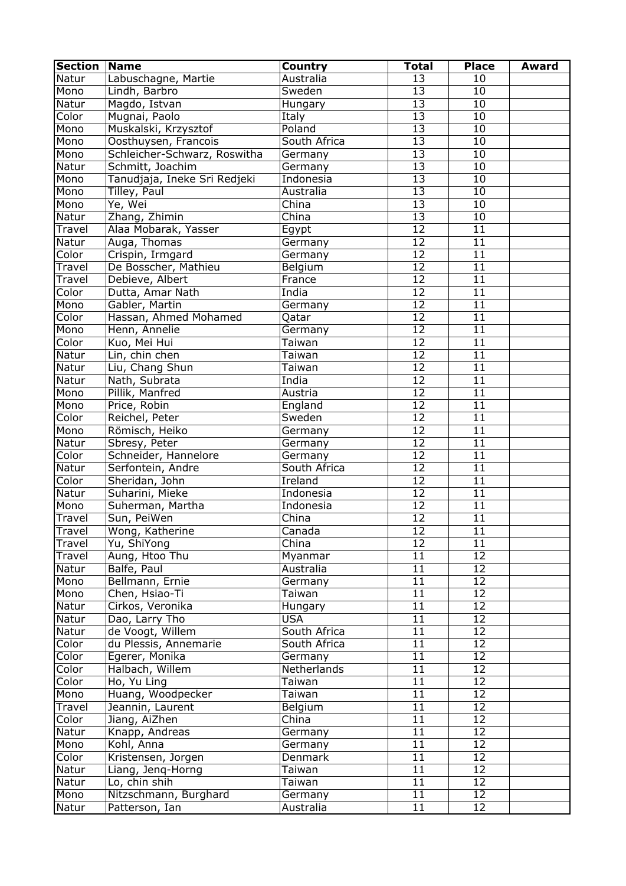| Section | Name | Country | Total | Place | Award |
|---|---|---|---|---|---|
| Natur | Labuschagne, Martie | Australia | 13 | 10 | |
| Mono | Lindh, Barbro | Sweden | 13 | 10 | |
| Natur | Magdo, Istvan | Hungary | 13 | 10 | |
| Color | Mugnai, Paolo | Italy | 13 | 10 | |
| Mono | Muskalski, Krzysztof | Poland | 13 | 10 | |
| Mono | Oosthuysen, Francois | South Africa | 13 | 10 | |
| Mono | Schleicher-Schwarz, Roswitha | Germany | 13 | 10 | |
| Natur | Schmitt, Joachim | Germany | 13 | 10 | |
| Mono | Tanudjaja, Ineke Sri Redjeki | Indonesia | 13 | 10 | |
| Mono | Tilley, Paul | Australia | 13 | 10 | |
| Mono | Ye, Wei | China | 13 | 10 | |
| Natur | Zhang, Zhimin | China | 13 | 10 | |
| Travel | Alaa Mobarak, Yasser | Egypt | 12 | 11 | |
| Natur | Auga, Thomas | Germany | 12 | 11 | |
| Color | Crispin, Irmgard | Germany | 12 | 11 | |
| Travel | De Bosscher, Mathieu | Belgium | 12 | 11 | |
| Travel | Debieve, Albert | France | 12 | 11 | |
| Color | Dutta, Amar Nath | India | 12 | 11 | |
| Mono | Gabler, Martin | Germany | 12 | 11 | |
| Color | Hassan, Ahmed Mohamed | Qatar | 12 | 11 | |
| Mono | Henn, Annelie | Germany | 12 | 11 | |
| Color | Kuo, Mei Hui | Taiwan | 12 | 11 | |
| Natur | Lin, chin chen | Taiwan | 12 | 11 | |
| Natur | Liu, Chang Shun | Taiwan | 12 | 11 | |
| Natur | Nath, Subrata | India | 12 | 11 | |
| Mono | Pillik, Manfred | Austria | 12 | 11 | |
| Mono | Price, Robin | England | 12 | 11 | |
| Color | Reichel, Peter | Sweden | 12 | 11 | |
| Mono | Römisch, Heiko | Germany | 12 | 11 | |
| Natur | Sbresy, Peter | Germany | 12 | 11 | |
| Color | Schneider, Hannelore | Germany | 12 | 11 | |
| Natur | Serfontein, Andre | South Africa | 12 | 11 | |
| Color | Sheridan, John | Ireland | 12 | 11 | |
| Natur | Suharini, Mieke | Indonesia | 12 | 11 | |
| Mono | Suherman, Martha | Indonesia | 12 | 11 | |
| Travel | Sun, PeiWen | China | 12 | 11 | |
| Travel | Wong, Katherine | Canada | 12 | 11 | |
| Travel | Yu, ShiYong | China | 12 | 11 | |
| Travel | Aung, Htoo Thu | Myanmar | 11 | 12 | |
| Natur | Balfe, Paul | Australia | 11 | 12 | |
| Mono | Bellmann, Ernie | Germany | 11 | 12 | |
| Mono | Chen, Hsiao-Ti | Taiwan | 11 | 12 | |
| Natur | Cirkos, Veronika | Hungary | 11 | 12 | |
| Natur | Dao, Larry Tho | USA | 11 | 12 | |
| Natur | de Voogt, Willem | South Africa | 11 | 12 | |
| Color | du Plessis, Annemarie | South Africa | 11 | 12 | |
| Color | Egerer, Monika | Germany | 11 | 12 | |
| Color | Halbach, Willem | Netherlands | 11 | 12 | |
| Color | Ho, Yu Ling | Taiwan | 11 | 12 | |
| Mono | Huang, Woodpecker | Taiwan | 11 | 12 | |
| Travel | Jeannin, Laurent | Belgium | 11 | 12 | |
| Color | Jiang, AiZhen | China | 11 | 12 | |
| Natur | Knapp, Andreas | Germany | 11 | 12 | |
| Mono | Kohl, Anna | Germany | 11 | 12 | |
| Color | Kristensen, Jorgen | Denmark | 11 | 12 | |
| Natur | Liang, Jenq-Horng | Taiwan | 11 | 12 | |
| Natur | Lo, chin shih | Taiwan | 11 | 12 | |
| Mono | Nitzschmann, Burghard | Germany | 11 | 12 | |
| Natur | Patterson, Ian | Australia | 11 | 12 | |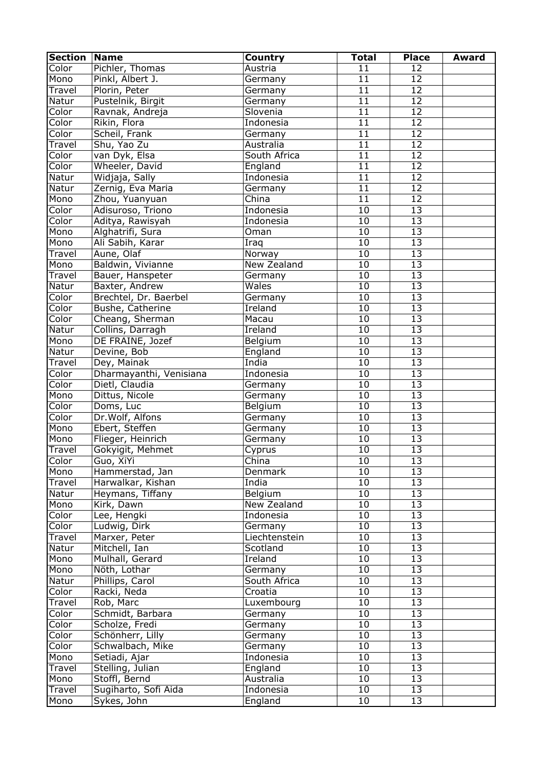| Section | Name | Country | Total | Place | Award |
|---|---|---|---|---|---|
| Color | Pichler, Thomas | Austria | 11 | 12 | |
| Mono | Pinkl, Albert J. | Germany | 11 | 12 | |
| Travel | Plorin, Peter | Germany | 11 | 12 | |
| Natur | Pustelnik, Birgit | Germany | 11 | 12 | |
| Color | Ravnak, Andreja | Slovenia | 11 | 12 | |
| Color | Rikin, Flora | Indonesia | 11 | 12 | |
| Color | Scheil, Frank | Germany | 11 | 12 | |
| Travel | Shu, Yao Zu | Australia | 11 | 12 | |
| Color | van Dyk, Elsa | South Africa | 11 | 12 | |
| Color | Wheeler, David | England | 11 | 12 | |
| Natur | Widjaja, Sally | Indonesia | 11 | 12 | |
| Natur | Zernig, Eva Maria | Germany | 11 | 12 | |
| Mono | Zhou, Yuanyuan | China | 11 | 12 | |
| Color | Adisuroso, Triono | Indonesia | 10 | 13 | |
| Color | Aditya, Rawisyah | Indonesia | 10 | 13 | |
| Mono | Alghatrifi, Sura | Oman | 10 | 13 | |
| Mono | Ali Sabih, Karar | Iraq | 10 | 13 | |
| Travel | Aune, Olaf | Norway | 10 | 13 | |
| Mono | Baldwin, Vivianne | New Zealand | 10 | 13 | |
| Travel | Bauer, Hanspeter | Germany | 10 | 13 | |
| Natur | Baxter, Andrew | Wales | 10 | 13 | |
| Color | Brechtel, Dr. Baerbel | Germany | 10 | 13 | |
| Color | Bushe, Catherine | Ireland | 10 | 13 | |
| Color | Cheang, Sherman | Macau | 10 | 13 | |
| Natur | Collins, Darragh | Ireland | 10 | 13 | |
| Mono | DE FRAINE, Jozef | Belgium | 10 | 13 | |
| Natur | Devine, Bob | England | 10 | 13 | |
| Travel | Dey, Mainak | India | 10 | 13 | |
| Color | Dharmayanthi, Venisiana | Indonesia | 10 | 13 | |
| Color | Dietl, Claudia | Germany | 10 | 13 | |
| Mono | Dittus, Nicole | Germany | 10 | 13 | |
| Color | Doms, Luc | Belgium | 10 | 13 | |
| Color | Dr.Wolf, Alfons | Germany | 10 | 13 | |
| Mono | Ebert, Steffen | Germany | 10 | 13 | |
| Mono | Flieger, Heinrich | Germany | 10 | 13 | |
| Travel | Gokyigit, Mehmet | Cyprus | 10 | 13 | |
| Color | Guo, XiYi | China | 10 | 13 | |
| Mono | Hammerstad, Jan | Denmark | 10 | 13 | |
| Travel | Harwalkar, Kishan | India | 10 | 13 | |
| Natur | Heymans, Tiffany | Belgium | 10 | 13 | |
| Mono | Kirk, Dawn | New Zealand | 10 | 13 | |
| Color | Lee, Hengki | Indonesia | 10 | 13 | |
| Color | Ludwig, Dirk | Germany | 10 | 13 | |
| Travel | Marxer, Peter | Liechtenstein | 10 | 13 | |
| Natur | Mitchell, Ian | Scotland | 10 | 13 | |
| Mono | Mulhall, Gerard | Ireland | 10 | 13 | |
| Mono | Nöth, Lothar | Germany | 10 | 13 | |
| Natur | Phillips, Carol | South Africa | 10 | 13 | |
| Color | Racki, Neda | Croatia | 10 | 13 | |
| Travel | Rob, Marc | Luxembourg | 10 | 13 | |
| Color | Schmidt, Barbara | Germany | 10 | 13 | |
| Color | Scholze, Fredi | Germany | 10 | 13 | |
| Color | Schönherr, Lilly | Germany | 10 | 13 | |
| Color | Schwalbach, Mike | Germany | 10 | 13 | |
| Mono | Setiadi, Ajar | Indonesia | 10 | 13 | |
| Travel | Stelling, Julian | England | 10 | 13 | |
| Mono | Stoffl, Bernd | Australia | 10 | 13 | |
| Travel | Sugiharto, Sofi Aida | Indonesia | 10 | 13 | |
| Mono | Sykes, John | England | 10 | 13 | |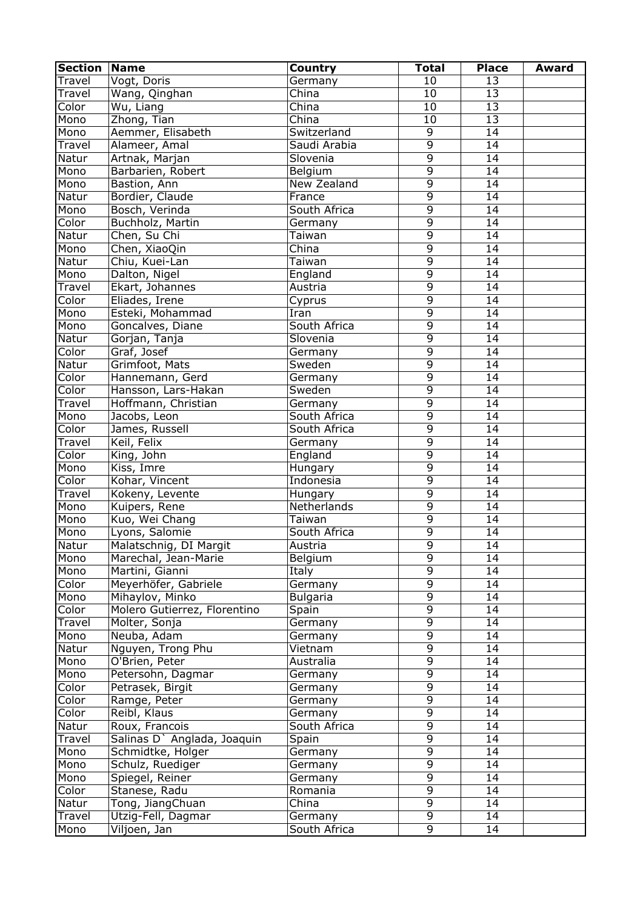| Section | Name | Country | Total | Place | Award |
|---|---|---|---|---|---|
| Travel | Vogt, Doris | Germany | 10 | 13 | |
| Travel | Wang, Qinghan | China | 10 | 13 | |
| Color | Wu, Liang | China | 10 | 13 | |
| Mono | Zhong, Tian | China | 10 | 13 | |
| Mono | Aemmer, Elisabeth | Switzerland | 9 | 14 | |
| Travel | Alameer, Amal | Saudi Arabia | 9 | 14 | |
| Natur | Artnak, Marjan | Slovenia | 9 | 14 | |
| Mono | Barbarien, Robert | Belgium | 9 | 14 | |
| Mono | Bastion, Ann | New Zealand | 9 | 14 | |
| Natur | Bordier, Claude | France | 9 | 14 | |
| Mono | Bosch, Verinda | South Africa | 9 | 14 | |
| Color | Buchholz, Martin | Germany | 9 | 14 | |
| Natur | Chen, Su Chi | Taiwan | 9 | 14 | |
| Mono | Chen, XiaoQin | China | 9 | 14 | |
| Natur | Chiu, Kuei-Lan | Taiwan | 9 | 14 | |
| Mono | Dalton, Nigel | England | 9 | 14 | |
| Travel | Ekart, Johannes | Austria | 9 | 14 | |
| Color | Eliades, Irene | Cyprus | 9 | 14 | |
| Mono | Esteki, Mohammad | Iran | 9 | 14 | |
| Mono | Goncalves, Diane | South Africa | 9 | 14 | |
| Natur | Gorjan, Tanja | Slovenia | 9 | 14 | |
| Color | Graf, Josef | Germany | 9 | 14 | |
| Natur | Grimfoot, Mats | Sweden | 9 | 14 | |
| Color | Hannemann, Gerd | Germany | 9 | 14 | |
| Color | Hansson, Lars-Hakan | Sweden | 9 | 14 | |
| Travel | Hoffmann, Christian | Germany | 9 | 14 | |
| Mono | Jacobs, Leon | South Africa | 9 | 14 | |
| Color | James, Russell | South Africa | 9 | 14 | |
| Travel | Keil, Felix | Germany | 9 | 14 | |
| Color | King, John | England | 9 | 14 | |
| Mono | Kiss, Imre | Hungary | 9 | 14 | |
| Color | Kohar, Vincent | Indonesia | 9 | 14 | |
| Travel | Kokeny, Levente | Hungary | 9 | 14 | |
| Mono | Kuipers, Rene | Netherlands | 9 | 14 | |
| Mono | Kuo, Wei Chang | Taiwan | 9 | 14 | |
| Mono | Lyons, Salomie | South Africa | 9 | 14 | |
| Natur | Malatschnig, DI Margit | Austria | 9 | 14 | |
| Mono | Marechal, Jean-Marie | Belgium | 9 | 14 | |
| Mono | Martini, Gianni | Italy | 9 | 14 | |
| Color | Meyerhöfer, Gabriele | Germany | 9 | 14 | |
| Mono | Mihaylov, Minko | Bulgaria | 9 | 14 | |
| Color | Molero Gutierrez, Florentino | Spain | 9 | 14 | |
| Travel | Molter, Sonja | Germany | 9 | 14 | |
| Mono | Neuba, Adam | Germany | 9 | 14 | |
| Natur | Nguyen, Trong Phu | Vietnam | 9 | 14 | |
| Mono | O'Brien, Peter | Australia | 9 | 14 | |
| Mono | Petersohn, Dagmar | Germany | 9 | 14 | |
| Color | Petrasek, Birgit | Germany | 9 | 14 | |
| Color | Ramge, Peter | Germany | 9 | 14 | |
| Color | Reibl, Klaus | Germany | 9 | 14 | |
| Natur | Roux, Francois | South Africa | 9 | 14 | |
| Travel | Salinas D` Anglada, Joaquin | Spain | 9 | 14 | |
| Mono | Schmidtke, Holger | Germany | 9 | 14 | |
| Mono | Schulz, Ruediger | Germany | 9 | 14 | |
| Mono | Spiegel, Reiner | Germany | 9 | 14 | |
| Color | Stanese, Radu | Romania | 9 | 14 | |
| Natur | Tong, JiangChuan | China | 9 | 14 | |
| Travel | Utzig-Fell, Dagmar | Germany | 9 | 14 | |
| Mono | Viljoen, Jan | South Africa | 9 | 14 | |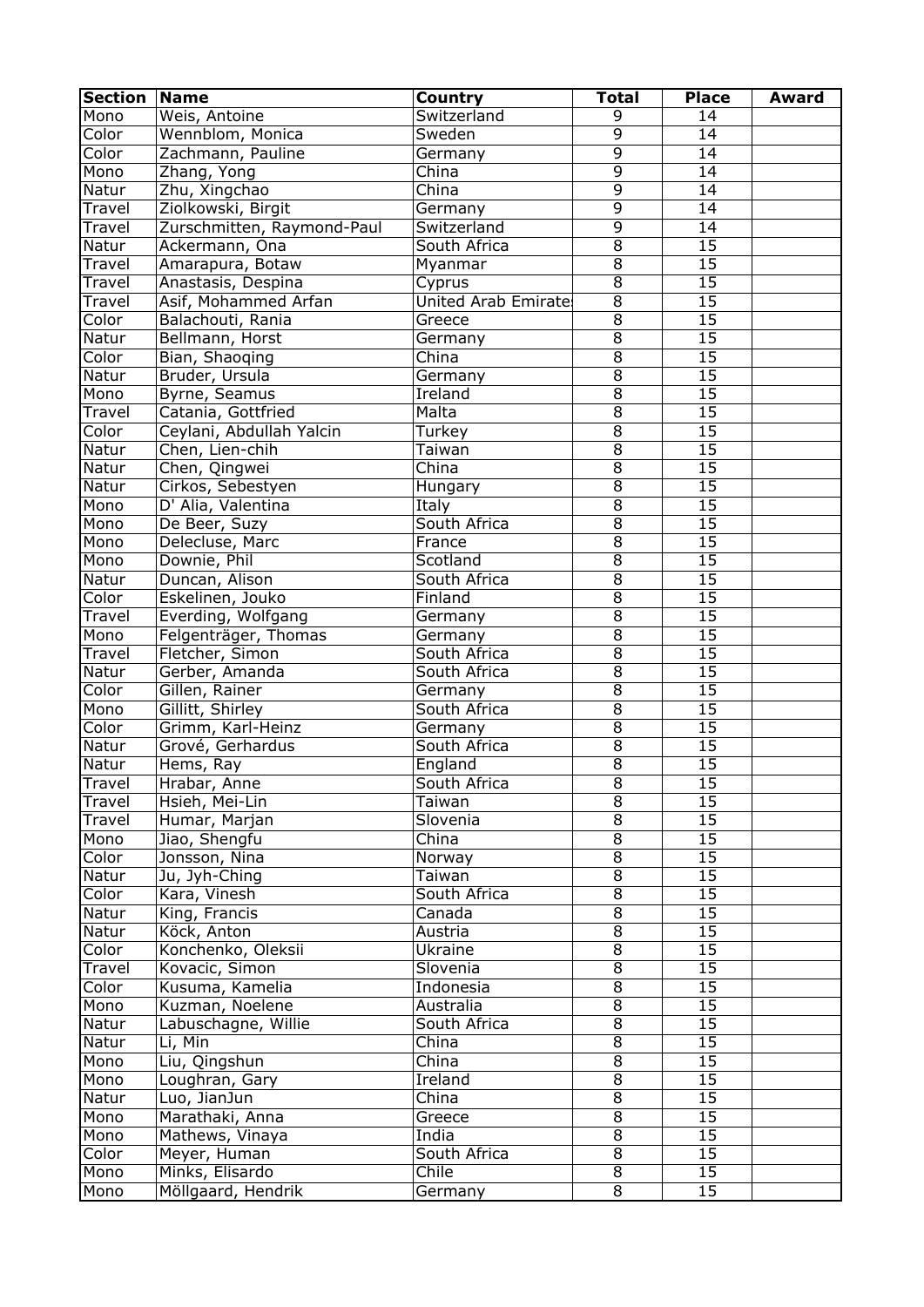| Section | Name | Country | Total | Place | Award |
|---|---|---|---|---|---|
| Mono | Weis, Antoine | Switzerland | 9 | 14 | |
| Color | Wennblom, Monica | Sweden | 9 | 14 | |
| Color | Zachmann, Pauline | Germany | 9 | 14 | |
| Mono | Zhang, Yong | China | 9 | 14 | |
| Natur | Zhu, Xingchao | China | 9 | 14 | |
| Travel | Ziolkowski, Birgit | Germany | 9 | 14 | |
| Travel | Zurschmitten, Raymond-Paul | Switzerland | 9 | 14 | |
| Natur | Ackermann, Ona | South Africa | 8 | 15 | |
| Travel | Amarapura, Botaw | Myanmar | 8 | 15 | |
| Travel | Anastasis, Despina | Cyprus | 8 | 15 | |
| Travel | Asif, Mohammed Arfan | United Arab Emirates | 8 | 15 | |
| Color | Balachouti, Rania | Greece | 8 | 15 | |
| Natur | Bellmann, Horst | Germany | 8 | 15 | |
| Color | Bian, Shaoqing | China | 8 | 15 | |
| Natur | Bruder, Ursula | Germany | 8 | 15 | |
| Mono | Byrne, Seamus | Ireland | 8 | 15 | |
| Travel | Catania, Gottfried | Malta | 8 | 15 | |
| Color | Ceylani, Abdullah Yalcin | Turkey | 8 | 15 | |
| Natur | Chen, Lien-chih | Taiwan | 8 | 15 | |
| Natur | Chen, Qingwei | China | 8 | 15 | |
| Natur | Cirkos, Sebestyen | Hungary | 8 | 15 | |
| Mono | D' Alia, Valentina | Italy | 8 | 15 | |
| Mono | De Beer, Suzy | South Africa | 8 | 15 | |
| Mono | Delecluse, Marc | France | 8 | 15 | |
| Mono | Downie, Phil | Scotland | 8 | 15 | |
| Natur | Duncan, Alison | South Africa | 8 | 15 | |
| Color | Eskelinen, Jouko | Finland | 8 | 15 | |
| Travel | Everding, Wolfgang | Germany | 8 | 15 | |
| Mono | Felgenträger, Thomas | Germany | 8 | 15 | |
| Travel | Fletcher, Simon | South Africa | 8 | 15 | |
| Natur | Gerber, Amanda | South Africa | 8 | 15 | |
| Color | Gillen, Rainer | Germany | 8 | 15 | |
| Mono | Gillitt, Shirley | South Africa | 8 | 15 | |
| Color | Grimm, Karl-Heinz | Germany | 8 | 15 | |
| Natur | Grové, Gerhardus | South Africa | 8 | 15 | |
| Natur | Hems, Ray | England | 8 | 15 | |
| Travel | Hrabar, Anne | South Africa | 8 | 15 | |
| Travel | Hsieh, Mei-Lin | Taiwan | 8 | 15 | |
| Travel | Humar, Marjan | Slovenia | 8 | 15 | |
| Mono | Jiao, Shengfu | China | 8 | 15 | |
| Color | Jonsson, Nina | Norway | 8 | 15 | |
| Natur | Ju, Jyh-Ching | Taiwan | 8 | 15 | |
| Color | Kara, Vinesh | South Africa | 8 | 15 | |
| Natur | King, Francis | Canada | 8 | 15 | |
| Natur | Köck, Anton | Austria | 8 | 15 | |
| Color | Konchenko, Oleksii | Ukraine | 8 | 15 | |
| Travel | Kovacic, Simon | Slovenia | 8 | 15 | |
| Color | Kusuma, Kamelia | Indonesia | 8 | 15 | |
| Mono | Kuzman, Noelene | Australia | 8 | 15 | |
| Natur | Labuschagne, Willie | South Africa | 8 | 15 | |
| Natur | Li, Min | China | 8 | 15 | |
| Mono | Liu, Qingshun | China | 8 | 15 | |
| Mono | Loughran, Gary | Ireland | 8 | 15 | |
| Natur | Luo, JianJun | China | 8 | 15 | |
| Mono | Marathaki, Anna | Greece | 8 | 15 | |
| Mono | Mathews, Vinaya | India | 8 | 15 | |
| Color | Meyer, Human | South Africa | 8 | 15 | |
| Mono | Minks, Elisardo | Chile | 8 | 15 | |
| Mono | Möllgaard, Hendrik | Germany | 8 | 15 | |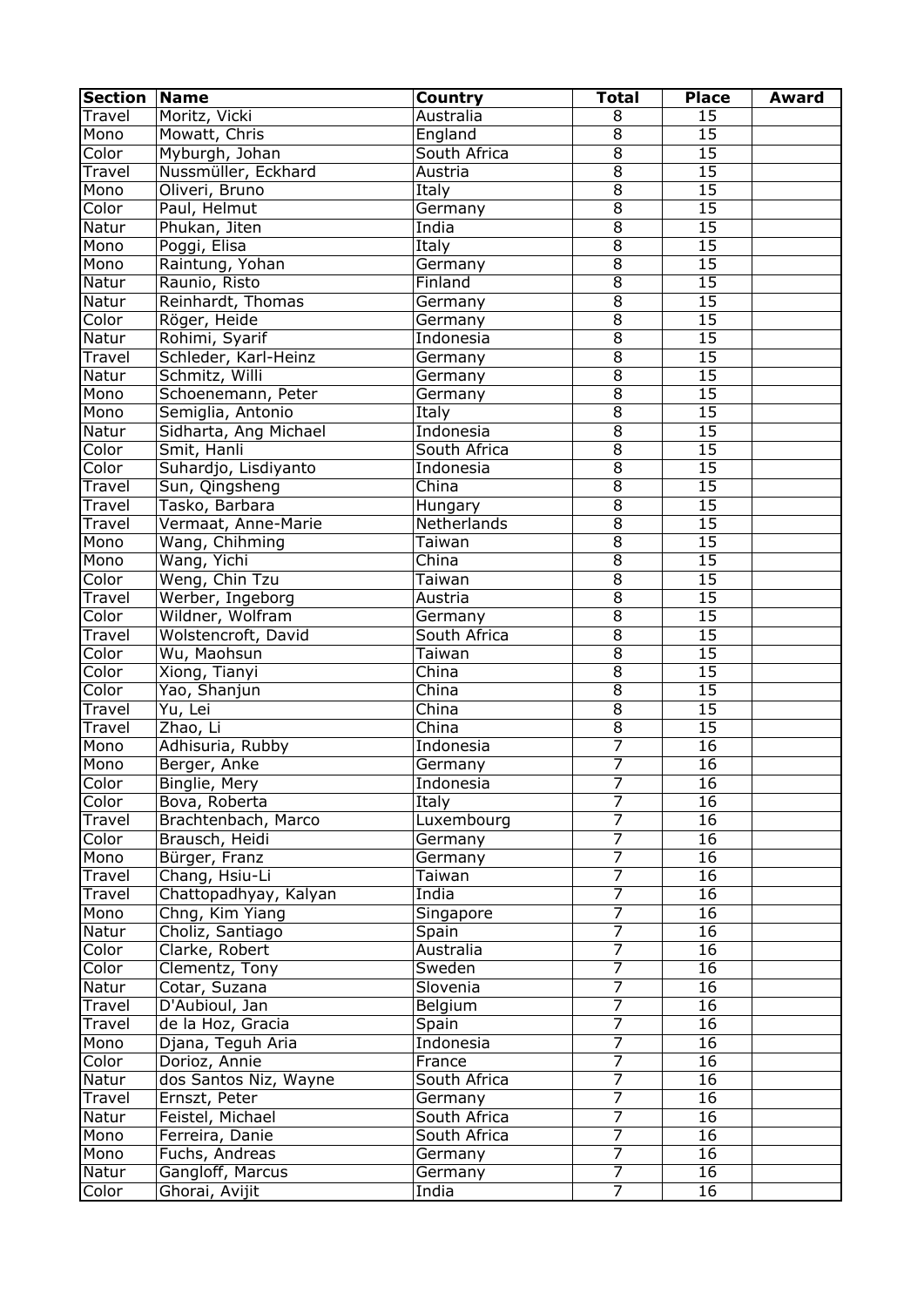| Section | Name | Country | Total | Place | Award |
|---|---|---|---|---|---|
| Travel | Moritz, Vicki | Australia | 8 | 15 | |
| Mono | Mowatt, Chris | England | 8 | 15 | |
| Color | Myburgh, Johan | South Africa | 8 | 15 | |
| Travel | Nussmüller, Eckhard | Austria | 8 | 15 | |
| Mono | Oliveri, Bruno | Italy | 8 | 15 | |
| Color | Paul, Helmut | Germany | 8 | 15 | |
| Natur | Phukan, Jiten | India | 8 | 15 | |
| Mono | Poggi, Elisa | Italy | 8 | 15 | |
| Mono | Raintung, Yohan | Germany | 8 | 15 | |
| Natur | Raunio, Risto | Finland | 8 | 15 | |
| Natur | Reinhardt, Thomas | Germany | 8 | 15 | |
| Color | Röger, Heide | Germany | 8 | 15 | |
| Natur | Rohimi, Syarif | Indonesia | 8 | 15 | |
| Travel | Schleder, Karl-Heinz | Germany | 8 | 15 | |
| Natur | Schmitz, Willi | Germany | 8 | 15 | |
| Mono | Schoenemann, Peter | Germany | 8 | 15 | |
| Mono | Semiglia, Antonio | Italy | 8 | 15 | |
| Natur | Sidharta, Ang Michael | Indonesia | 8 | 15 | |
| Color | Smit, Hanli | South Africa | 8 | 15 | |
| Color | Suhardjo, Lisdiyanto | Indonesia | 8 | 15 | |
| Travel | Sun, Qingsheng | China | 8 | 15 | |
| Travel | Tasko, Barbara | Hungary | 8 | 15 | |
| Travel | Vermaat, Anne-Marie | Netherlands | 8 | 15 | |
| Mono | Wang, Chihming | Taiwan | 8 | 15 | |
| Mono | Wang, Yichi | China | 8 | 15 | |
| Color | Weng, Chin Tzu | Taiwan | 8 | 15 | |
| Travel | Werber, Ingeborg | Austria | 8 | 15 | |
| Color | Wildner, Wolfram | Germany | 8 | 15 | |
| Travel | Wolstencroft, David | South Africa | 8 | 15 | |
| Color | Wu, Maohsun | Taiwan | 8 | 15 | |
| Color | Xiong, Tianyi | China | 8 | 15 | |
| Color | Yao, Shanjun | China | 8 | 15 | |
| Travel | Yu, Lei | China | 8 | 15 | |
| Travel | Zhao, Li | China | 8 | 15 | |
| Mono | Adhisuria, Rubby | Indonesia | 7 | 16 | |
| Mono | Berger, Anke | Germany | 7 | 16 | |
| Color | Binglie, Mery | Indonesia | 7 | 16 | |
| Color | Bova, Roberta | Italy | 7 | 16 | |
| Travel | Brachtenbach, Marco | Luxembourg | 7 | 16 | |
| Color | Brausch, Heidi | Germany | 7 | 16 | |
| Mono | Bürger, Franz | Germany | 7 | 16 | |
| Travel | Chang, Hsiu-Li | Taiwan | 7 | 16 | |
| Travel | Chattopadhyay, Kalyan | India | 7 | 16 | |
| Mono | Chng, Kim Yiang | Singapore | 7 | 16 | |
| Natur | Choliz, Santiago | Spain | 7 | 16 | |
| Color | Clarke, Robert | Australia | 7 | 16 | |
| Color | Clementz, Tony | Sweden | 7 | 16 | |
| Natur | Cotar, Suzana | Slovenia | 7 | 16 | |
| Travel | D'Aubioul, Jan | Belgium | 7 | 16 | |
| Travel | de la Hoz, Gracia | Spain | 7 | 16 | |
| Mono | Djana, Teguh Aria | Indonesia | 7 | 16 | |
| Color | Dorioz, Annie | France | 7 | 16 | |
| Natur | dos Santos Niz, Wayne | South Africa | 7 | 16 | |
| Travel | Ernszt, Peter | Germany | 7 | 16 | |
| Natur | Feistel, Michael | South Africa | 7 | 16 | |
| Mono | Ferreira, Danie | South Africa | 7 | 16 | |
| Mono | Fuchs, Andreas | Germany | 7 | 16 | |
| Natur | Gangloff, Marcus | Germany | 7 | 16 | |
| Color | Ghorai, Avijit | India | 7 | 16 | |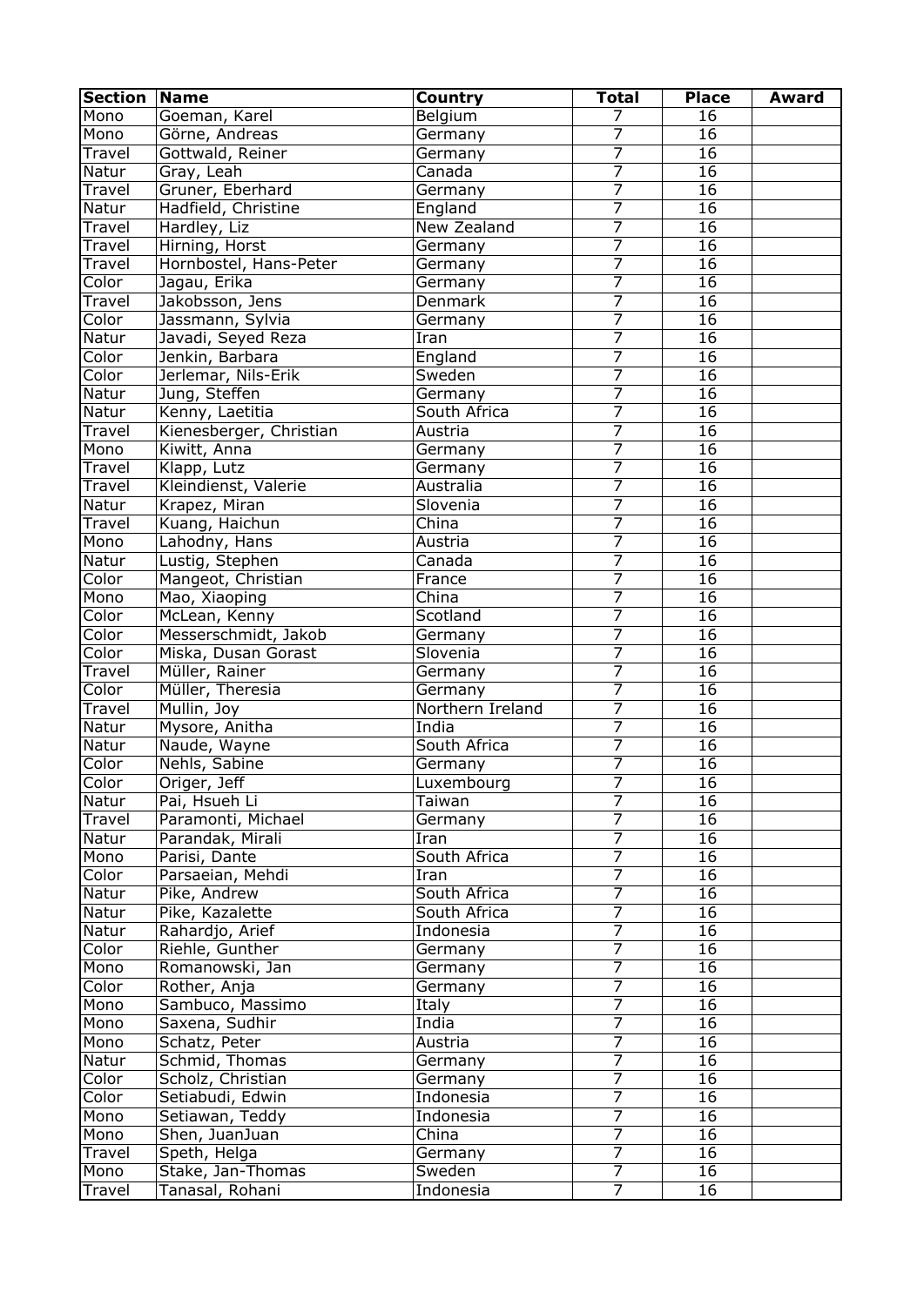| Section | Name | Country | Total | Place | Award |
|---|---|---|---|---|---|
| Mono | Goeman, Karel | Belgium | 7 | 16 | |
| Mono | Görne, Andreas | Germany | 7 | 16 | |
| Travel | Gottwald, Reiner | Germany | 7 | 16 | |
| Natur | Gray, Leah | Canada | 7 | 16 | |
| Travel | Gruner, Eberhard | Germany | 7 | 16 | |
| Natur | Hadfield, Christine | England | 7 | 16 | |
| Travel | Hardley, Liz | New Zealand | 7 | 16 | |
| Travel | Hirning, Horst | Germany | 7 | 16 | |
| Travel | Hornbostel, Hans-Peter | Germany | 7 | 16 | |
| Color | Jagau, Erika | Germany | 7 | 16 | |
| Travel | Jakobsson, Jens | Denmark | 7 | 16 | |
| Color | Jassmann, Sylvia | Germany | 7 | 16 | |
| Natur | Javadi, Seyed Reza | Iran | 7 | 16 | |
| Color | Jenkin, Barbara | England | 7 | 16 | |
| Color | Jerlemar, Nils-Erik | Sweden | 7 | 16 | |
| Natur | Jung, Steffen | Germany | 7 | 16 | |
| Natur | Kenny, Laetitia | South Africa | 7 | 16 | |
| Travel | Kienesberger, Christian | Austria | 7 | 16 | |
| Mono | Kiwitt, Anna | Germany | 7 | 16 | |
| Travel | Klapp, Lutz | Germany | 7 | 16 | |
| Travel | Kleindienst, Valerie | Australia | 7 | 16 | |
| Natur | Krapez, Miran | Slovenia | 7 | 16 | |
| Travel | Kuang, Haichun | China | 7 | 16 | |
| Mono | Lahodny, Hans | Austria | 7 | 16 | |
| Natur | Lustig, Stephen | Canada | 7 | 16 | |
| Color | Mangeot, Christian | France | 7 | 16 | |
| Mono | Mao, Xiaoping | China | 7 | 16 | |
| Color | McLean, Kenny | Scotland | 7 | 16 | |
| Color | Messerschmidt, Jakob | Germany | 7 | 16 | |
| Color | Miska, Dusan Gorast | Slovenia | 7 | 16 | |
| Travel | Müller, Rainer | Germany | 7 | 16 | |
| Color | Müller, Theresia | Germany | 7 | 16 | |
| Travel | Mullin, Joy | Northern Ireland | 7 | 16 | |
| Natur | Mysore, Anitha | India | 7 | 16 | |
| Natur | Naude, Wayne | South Africa | 7 | 16 | |
| Color | Nehls, Sabine | Germany | 7 | 16 | |
| Color | Origer, Jeff | Luxembourg | 7 | 16 | |
| Natur | Pai, Hsueh Li | Taiwan | 7 | 16 | |
| Travel | Paramonti, Michael | Germany | 7 | 16 | |
| Natur | Parandak, Mirali | Iran | 7 | 16 | |
| Mono | Parisi, Dante | South Africa | 7 | 16 | |
| Color | Parsaeian, Mehdi | Iran | 7 | 16 | |
| Natur | Pike, Andrew | South Africa | 7 | 16 | |
| Natur | Pike, Kazalette | South Africa | 7 | 16 | |
| Natur | Rahardjo, Arief | Indonesia | 7 | 16 | |
| Color | Riehle, Gunther | Germany | 7 | 16 | |
| Mono | Romanowski, Jan | Germany | 7 | 16 | |
| Color | Rother, Anja | Germany | 7 | 16 | |
| Mono | Sambuco, Massimo | Italy | 7 | 16 | |
| Mono | Saxena, Sudhir | India | 7 | 16 | |
| Mono | Schatz, Peter | Austria | 7 | 16 | |
| Natur | Schmid, Thomas | Germany | 7 | 16 | |
| Color | Scholz, Christian | Germany | 7 | 16 | |
| Color | Setiabudi, Edwin | Indonesia | 7 | 16 | |
| Mono | Setiawan, Teddy | Indonesia | 7 | 16 | |
| Mono | Shen, JuanJuan | China | 7 | 16 | |
| Travel | Speth, Helga | Germany | 7 | 16 | |
| Mono | Stake, Jan-Thomas | Sweden | 7 | 16 | |
| Travel | Tanasal, Rohani | Indonesia | 7 | 16 | |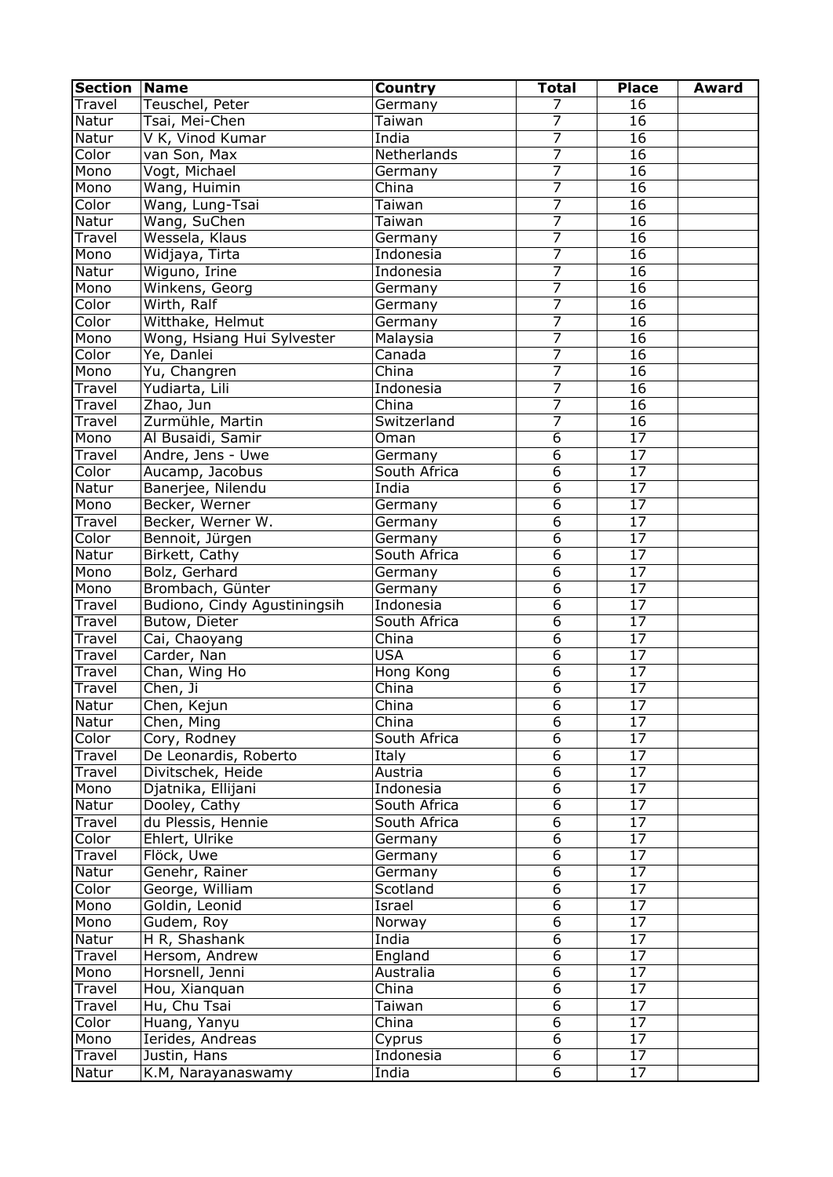| Section | Name | Country | Total | Place | Award |
|---|---|---|---|---|---|
| Travel | Teuschel, Peter | Germany | 7 | 16 | |
| Natur | Tsai, Mei-Chen | Taiwan | 7 | 16 | |
| Natur | V K, Vinod Kumar | India | 7 | 16 | |
| Color | van Son, Max | Netherlands | 7 | 16 | |
| Mono | Vogt, Michael | Germany | 7 | 16 | |
| Mono | Wang, Huimin | China | 7 | 16 | |
| Color | Wang, Lung-Tsai | Taiwan | 7 | 16 | |
| Natur | Wang, SuChen | Taiwan | 7 | 16 | |
| Travel | Wessela, Klaus | Germany | 7 | 16 | |
| Mono | Widjaya, Tirta | Indonesia | 7 | 16 | |
| Natur | Wiguno, Irine | Indonesia | 7 | 16 | |
| Mono | Winkens, Georg | Germany | 7 | 16 | |
| Color | Wirth, Ralf | Germany | 7 | 16 | |
| Color | Witthake, Helmut | Germany | 7 | 16 | |
| Mono | Wong, Hsiang Hui Sylvester | Malaysia | 7 | 16 | |
| Color | Ye, Danlei | Canada | 7 | 16 | |
| Mono | Yu, Changren | China | 7 | 16 | |
| Travel | Yudiarta, Lili | Indonesia | 7 | 16 | |
| Travel | Zhao, Jun | China | 7 | 16 | |
| Travel | Zurmühle, Martin | Switzerland | 7 | 16 | |
| Mono | Al Busaidi, Samir | Oman | 6 | 17 | |
| Travel | Andre, Jens - Uwe | Germany | 6 | 17 | |
| Color | Aucamp, Jacobus | South Africa | 6 | 17 | |
| Natur | Banerjee, Nilendu | India | 6 | 17 | |
| Mono | Becker, Werner | Germany | 6 | 17 | |
| Travel | Becker, Werner W. | Germany | 6 | 17 | |
| Color | Bennoit, Jürgen | Germany | 6 | 17 | |
| Natur | Birkett, Cathy | South Africa | 6 | 17 | |
| Mono | Bolz, Gerhard | Germany | 6 | 17 | |
| Mono | Brombach, Günter | Germany | 6 | 17 | |
| Travel | Budiono, Cindy Agustiningsih | Indonesia | 6 | 17 | |
| Travel | Butow, Dieter | South Africa | 6 | 17 | |
| Travel | Cai, Chaoyang | China | 6 | 17 | |
| Travel | Carder, Nan | USA | 6 | 17 | |
| Travel | Chan, Wing Ho | Hong Kong | 6 | 17 | |
| Travel | Chen, Ji | China | 6 | 17 | |
| Natur | Chen, Kejun | China | 6 | 17 | |
| Natur | Chen, Ming | China | 6 | 17 | |
| Color | Cory, Rodney | South Africa | 6 | 17 | |
| Travel | De Leonardis, Roberto | Italy | 6 | 17 | |
| Travel | Divitschek, Heide | Austria | 6 | 17 | |
| Mono | Djatnika, Ellijani | Indonesia | 6 | 17 | |
| Natur | Dooley, Cathy | South Africa | 6 | 17 | |
| Travel | du Plessis, Hennie | South Africa | 6 | 17 | |
| Color | Ehlert, Ulrike | Germany | 6 | 17 | |
| Travel | Flöck, Uwe | Germany | 6 | 17 | |
| Natur | Genehr, Rainer | Germany | 6 | 17 | |
| Color | George, William | Scotland | 6 | 17 | |
| Mono | Goldin, Leonid | Israel | 6 | 17 | |
| Mono | Gudem, Roy | Norway | 6 | 17 | |
| Natur | H R, Shashank | India | 6 | 17 | |
| Travel | Hersom, Andrew | England | 6 | 17 | |
| Mono | Horsnell, Jenni | Australia | 6 | 17 | |
| Travel | Hou, Xianquan | China | 6 | 17 | |
| Travel | Hu, Chu Tsai | Taiwan | 6 | 17 | |
| Color | Huang, Yanyu | China | 6 | 17 | |
| Mono | Ierides, Andreas | Cyprus | 6 | 17 | |
| Travel | Justin, Hans | Indonesia | 6 | 17 | |
| Natur | K.M, Narayanaswamy | India | 6 | 17 | |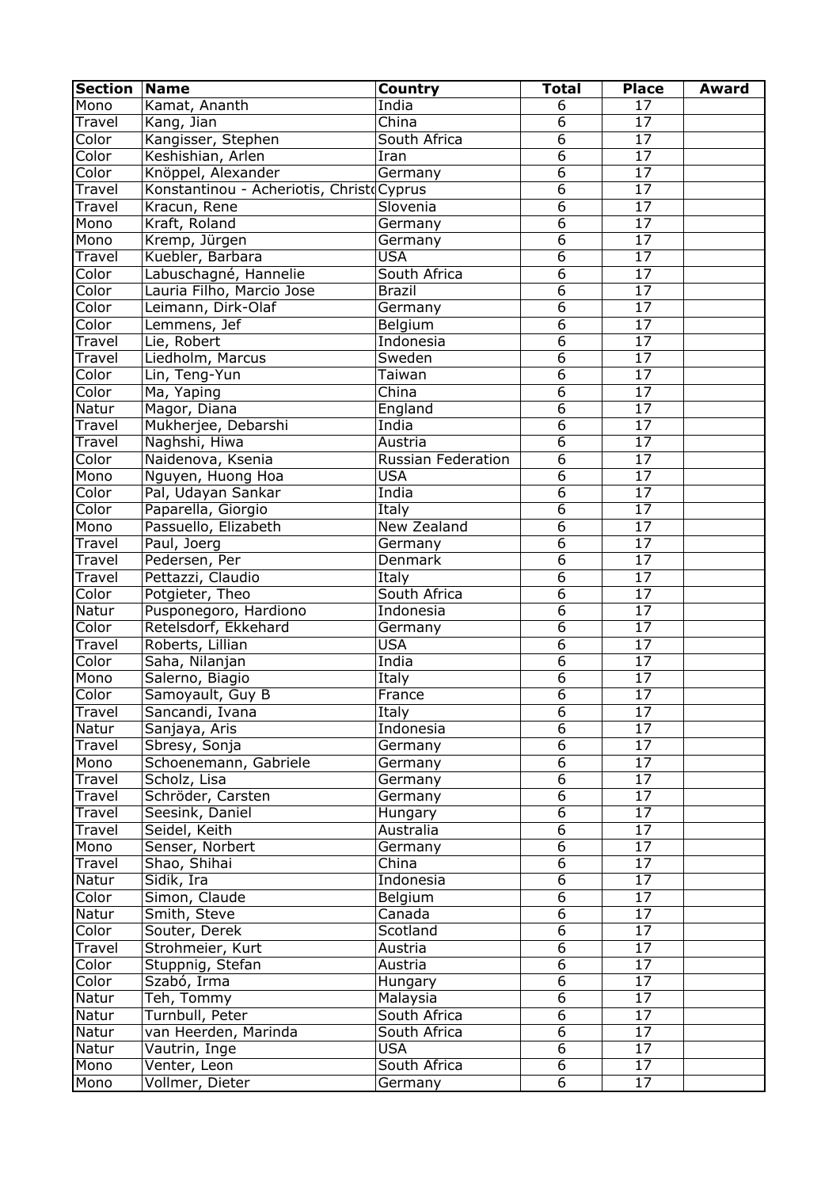| Section | Name | Country | Total | Place | Award |
|---|---|---|---|---|---|
| Mono | Kamat, Ananth | India | 6 | 17 | |
| Travel | Kang, Jian | China | 6 | 17 | |
| Color | Kangisser, Stephen | South Africa | 6 | 17 | |
| Color | Keshishian, Arlen | Iran | 6 | 17 | |
| Color | Knöppel, Alexander | Germany | 6 | 17 | |
| Travel | Konstantinou - Acheriotis, Christo | Cyprus | 6 | 17 | |
| Travel | Kracun, Rene | Slovenia | 6 | 17 | |
| Mono | Kraft, Roland | Germany | 6 | 17 | |
| Mono | Kremp, Jürgen | Germany | 6 | 17 | |
| Travel | Kuebler, Barbara | USA | 6 | 17 | |
| Color | Labuschagné, Hannelie | South Africa | 6 | 17 | |
| Color | Lauria Filho, Marcio Jose | Brazil | 6 | 17 | |
| Color | Leimann, Dirk-Olaf | Germany | 6 | 17 | |
| Color | Lemmens, Jef | Belgium | 6 | 17 | |
| Travel | Lie, Robert | Indonesia | 6 | 17 | |
| Travel | Liedholm, Marcus | Sweden | 6 | 17 | |
| Color | Lin, Teng-Yun | Taiwan | 6 | 17 | |
| Color | Ma, Yaping | China | 6 | 17 | |
| Natur | Magor, Diana | England | 6 | 17 | |
| Travel | Mukherjee, Debarshi | India | 6 | 17 | |
| Travel | Naghshi, Hiwa | Austria | 6 | 17 | |
| Color | Naidenova, Ksenia | Russian Federation | 6 | 17 | |
| Mono | Nguyen, Huong Hoa | USA | 6 | 17 | |
| Color | Pal, Udayan Sankar | India | 6 | 17 | |
| Color | Paparella, Giorgio | Italy | 6 | 17 | |
| Mono | Passuello, Elizabeth | New Zealand | 6 | 17 | |
| Travel | Paul, Joerg | Germany | 6 | 17 | |
| Travel | Pedersen, Per | Denmark | 6 | 17 | |
| Travel | Pettazzi, Claudio | Italy | 6 | 17 | |
| Color | Potgieter, Theo | South Africa | 6 | 17 | |
| Natur | Pusponegoro, Hardiono | Indonesia | 6 | 17 | |
| Color | Retelsdorf, Ekkehard | Germany | 6 | 17 | |
| Travel | Roberts, Lillian | USA | 6 | 17 | |
| Color | Saha, Nilanjan | India | 6 | 17 | |
| Mono | Salerno, Biagio | Italy | 6 | 17 | |
| Color | Samoyault, Guy B | France | 6 | 17 | |
| Travel | Sancandi, Ivana | Italy | 6 | 17 | |
| Natur | Sanjaya, Aris | Indonesia | 6 | 17 | |
| Travel | Sbresy, Sonja | Germany | 6 | 17 | |
| Mono | Schoenemann, Gabriele | Germany | 6 | 17 | |
| Travel | Scholz, Lisa | Germany | 6 | 17 | |
| Travel | Schröder, Carsten | Germany | 6 | 17 | |
| Travel | Seesink, Daniel | Hungary | 6 | 17 | |
| Travel | Seidel, Keith | Australia | 6 | 17 | |
| Mono | Senser, Norbert | Germany | 6 | 17 | |
| Travel | Shao, Shihai | China | 6 | 17 | |
| Natur | Sidik, Ira | Indonesia | 6 | 17 | |
| Color | Simon, Claude | Belgium | 6 | 17 | |
| Natur | Smith, Steve | Canada | 6 | 17 | |
| Color | Souter, Derek | Scotland | 6 | 17 | |
| Travel | Strohmeier, Kurt | Austria | 6 | 17 | |
| Color | Stuppnig, Stefan | Austria | 6 | 17 | |
| Color | Szabó, Irma | Hungary | 6 | 17 | |
| Natur | Teh, Tommy | Malaysia | 6 | 17 | |
| Natur | Turnbull, Peter | South Africa | 6 | 17 | |
| Natur | van Heerden, Marinda | South Africa | 6 | 17 | |
| Natur | Vautrin, Inge | USA | 6 | 17 | |
| Mono | Venter, Leon | South Africa | 6 | 17 | |
| Mono | Vollmer, Dieter | Germany | 6 | 17 | |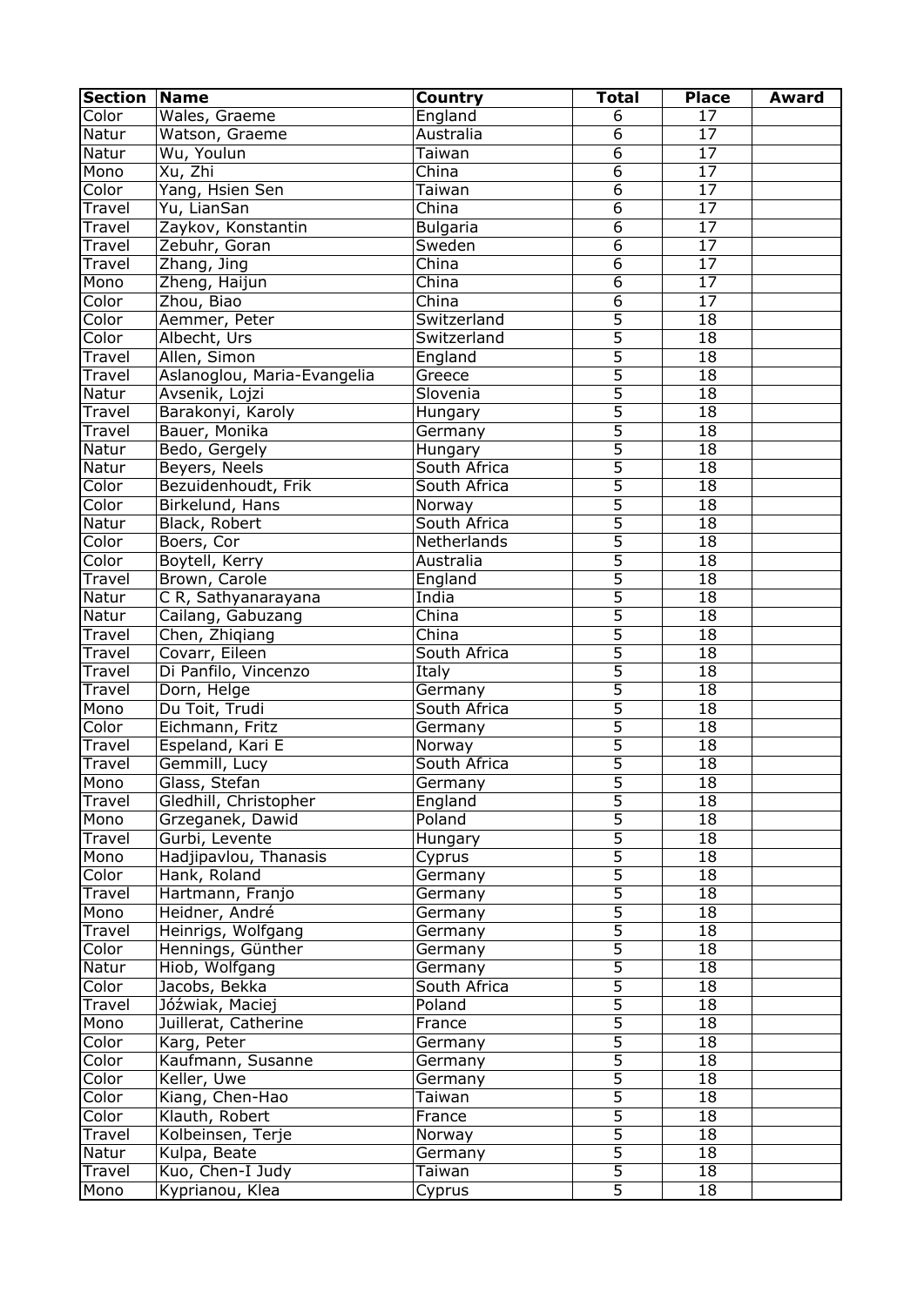| Section | Name | Country | Total | Place | Award |
|---|---|---|---|---|---|
| Color | Wales, Graeme | England | 6 | 17 | |
| Natur | Watson, Graeme | Australia | 6 | 17 | |
| Natur | Wu, Youlun | Taiwan | 6 | 17 | |
| Mono | Xu, Zhi | China | 6 | 17 | |
| Color | Yang, Hsien Sen | Taiwan | 6 | 17 | |
| Travel | Yu, LianSan | China | 6 | 17 | |
| Travel | Zaykov, Konstantin | Bulgaria | 6 | 17 | |
| Travel | Zebuhr, Goran | Sweden | 6 | 17 | |
| Travel | Zhang, Jing | China | 6 | 17 | |
| Mono | Zheng, Haijun | China | 6 | 17 | |
| Color | Zhou, Biao | China | 6 | 17 | |
| Color | Aemmer, Peter | Switzerland | 5 | 18 | |
| Color | Albecht, Urs | Switzerland | 5 | 18 | |
| Travel | Allen, Simon | England | 5 | 18 | |
| Travel | Aslanoglou, Maria-Evangelia | Greece | 5 | 18 | |
| Natur | Avsenik, Lojzi | Slovenia | 5 | 18 | |
| Travel | Barakonyi, Karoly | Hungary | 5 | 18 | |
| Travel | Bauer, Monika | Germany | 5 | 18 | |
| Natur | Bedo, Gergely | Hungary | 5 | 18 | |
| Natur | Beyers, Neels | South Africa | 5 | 18 | |
| Color | Bezuidenhoudt, Frik | South Africa | 5 | 18 | |
| Color | Birkelund, Hans | Norway | 5 | 18 | |
| Natur | Black, Robert | South Africa | 5 | 18 | |
| Color | Boers, Cor | Netherlands | 5 | 18 | |
| Color | Boytell, Kerry | Australia | 5 | 18 | |
| Travel | Brown, Carole | England | 5 | 18 | |
| Natur | C R, Sathyanarayana | India | 5 | 18 | |
| Natur | Cailang, Gabuzang | China | 5 | 18 | |
| Travel | Chen, Zhiqiang | China | 5 | 18 | |
| Travel | Covarr, Eileen | South Africa | 5 | 18 | |
| Travel | Di Panfilo, Vincenzo | Italy | 5 | 18 | |
| Travel | Dorn, Helge | Germany | 5 | 18 | |
| Mono | Du Toit, Trudi | South Africa | 5 | 18 | |
| Color | Eichmann, Fritz | Germany | 5 | 18 | |
| Travel | Espeland, Kari E | Norway | 5 | 18 | |
| Travel | Gemmill, Lucy | South Africa | 5 | 18 | |
| Mono | Glass, Stefan | Germany | 5 | 18 | |
| Travel | Gledhill, Christopher | England | 5 | 18 | |
| Mono | Grzeganek, Dawid | Poland | 5 | 18 | |
| Travel | Gurbi, Levente | Hungary | 5 | 18 | |
| Mono | Hadjipavlou, Thanasis | Cyprus | 5 | 18 | |
| Color | Hank, Roland | Germany | 5 | 18 | |
| Travel | Hartmann, Franjo | Germany | 5 | 18 | |
| Mono | Heidner, André | Germany | 5 | 18 | |
| Travel | Heinrigs, Wolfgang | Germany | 5 | 18 | |
| Color | Hennings, Günther | Germany | 5 | 18 | |
| Natur | Hiob, Wolfgang | Germany | 5 | 18 | |
| Color | Jacobs, Bekka | South Africa | 5 | 18 | |
| Travel | Jóźwiak, Maciej | Poland | 5 | 18 | |
| Mono | Juillerat, Catherine | France | 5 | 18 | |
| Color | Karg, Peter | Germany | 5 | 18 | |
| Color | Kaufmann, Susanne | Germany | 5 | 18 | |
| Color | Keller, Uwe | Germany | 5 | 18 | |
| Color | Kiang, Chen-Hao | Taiwan | 5 | 18 | |
| Color | Klauth, Robert | France | 5 | 18 | |
| Travel | Kolbeinsen, Terje | Norway | 5 | 18 | |
| Natur | Kulpa, Beate | Germany | 5 | 18 | |
| Travel | Kuo, Chen-I Judy | Taiwan | 5 | 18 | |
| Mono | Kyprianou, Klea | Cyprus | 5 | 18 | |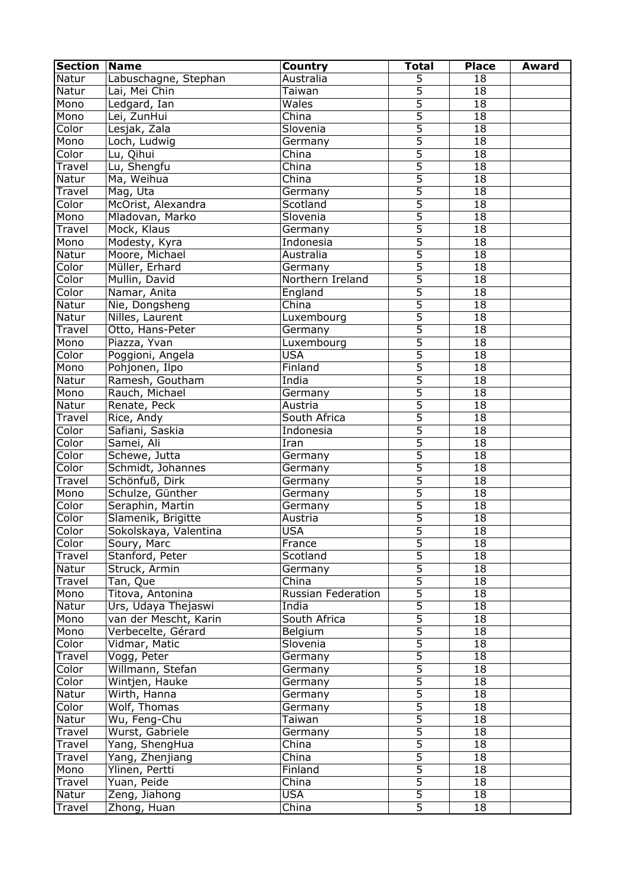| Section | Name | Country | Total | Place | Award |
|---|---|---|---|---|---|
| Natur | Labuschagne, Stephan | Australia | 5 | 18 | |
| Natur | Lai, Mei Chin | Taiwan | 5 | 18 | |
| Mono | Ledgard, Ian | Wales | 5 | 18 | |
| Mono | Lei, ZunHui | China | 5 | 18 | |
| Color | Lesjak, Zala | Slovenia | 5 | 18 | |
| Mono | Loch, Ludwig | Germany | 5 | 18 | |
| Color | Lu, Qihui | China | 5 | 18 | |
| Travel | Lu, Shengfu | China | 5 | 18 | |
| Natur | Ma, Weihua | China | 5 | 18 | |
| Travel | Mag, Uta | Germany | 5 | 18 | |
| Color | McOrist, Alexandra | Scotland | 5 | 18 | |
| Mono | Mladovan, Marko | Slovenia | 5 | 18 | |
| Travel | Mock, Klaus | Germany | 5 | 18 | |
| Mono | Modesty, Kyra | Indonesia | 5 | 18 | |
| Natur | Moore, Michael | Australia | 5 | 18 | |
| Color | Müller, Erhard | Germany | 5 | 18 | |
| Color | Mullin, David | Northern Ireland | 5 | 18 | |
| Color | Namar, Anita | England | 5 | 18 | |
| Natur | Nie, Dongsheng | China | 5 | 18 | |
| Natur | Nilles, Laurent | Luxembourg | 5 | 18 | |
| Travel | Otto, Hans-Peter | Germany | 5 | 18 | |
| Mono | Piazza, Yvan | Luxembourg | 5 | 18 | |
| Color | Poggioni, Angela | USA | 5 | 18 | |
| Mono | Pohjonen, Ilpo | Finland | 5 | 18 | |
| Natur | Ramesh, Goutham | India | 5 | 18 | |
| Mono | Rauch, Michael | Germany | 5 | 18 | |
| Natur | Renate, Peck | Austria | 5 | 18 | |
| Travel | Rice, Andy | South Africa | 5 | 18 | |
| Color | Safiani, Saskia | Indonesia | 5 | 18 | |
| Color | Samei, Ali | Iran | 5 | 18 | |
| Color | Schewe, Jutta | Germany | 5 | 18 | |
| Color | Schmidt, Johannes | Germany | 5 | 18 | |
| Travel | Schönfuß, Dirk | Germany | 5 | 18 | |
| Mono | Schulze, Günther | Germany | 5 | 18 | |
| Color | Seraphin, Martin | Germany | 5 | 18 | |
| Color | Slamenik, Brigitte | Austria | 5 | 18 | |
| Color | Sokolskaya, Valentina | USA | 5 | 18 | |
| Color | Soury, Marc | France | 5 | 18 | |
| Travel | Stanford, Peter | Scotland | 5 | 18 | |
| Natur | Struck, Armin | Germany | 5 | 18 | |
| Travel | Tan, Que | China | 5 | 18 | |
| Mono | Titova, Antonina | Russian Federation | 5 | 18 | |
| Natur | Urs, Udaya Thejaswi | India | 5 | 18 | |
| Mono | van der Mescht, Karin | South Africa | 5 | 18 | |
| Mono | Verbecelte, Gérard | Belgium | 5 | 18 | |
| Color | Vidmar, Matic | Slovenia | 5 | 18 | |
| Travel | Vogg, Peter | Germany | 5 | 18 | |
| Color | Willmann, Stefan | Germany | 5 | 18 | |
| Color | Wintjen, Hauke | Germany | 5 | 18 | |
| Natur | Wirth, Hanna | Germany | 5 | 18 | |
| Color | Wolf, Thomas | Germany | 5 | 18 | |
| Natur | Wu, Feng-Chu | Taiwan | 5 | 18 | |
| Travel | Wurst, Gabriele | Germany | 5 | 18 | |
| Travel | Yang, ShengHua | China | 5 | 18 | |
| Travel | Yang, Zhenjiang | China | 5 | 18 | |
| Mono | Ylinen, Pertti | Finland | 5 | 18 | |
| Travel | Yuan, Peide | China | 5 | 18 | |
| Natur | Zeng, Jiahong | USA | 5 | 18 | |
| Travel | Zhong, Huan | China | 5 | 18 | |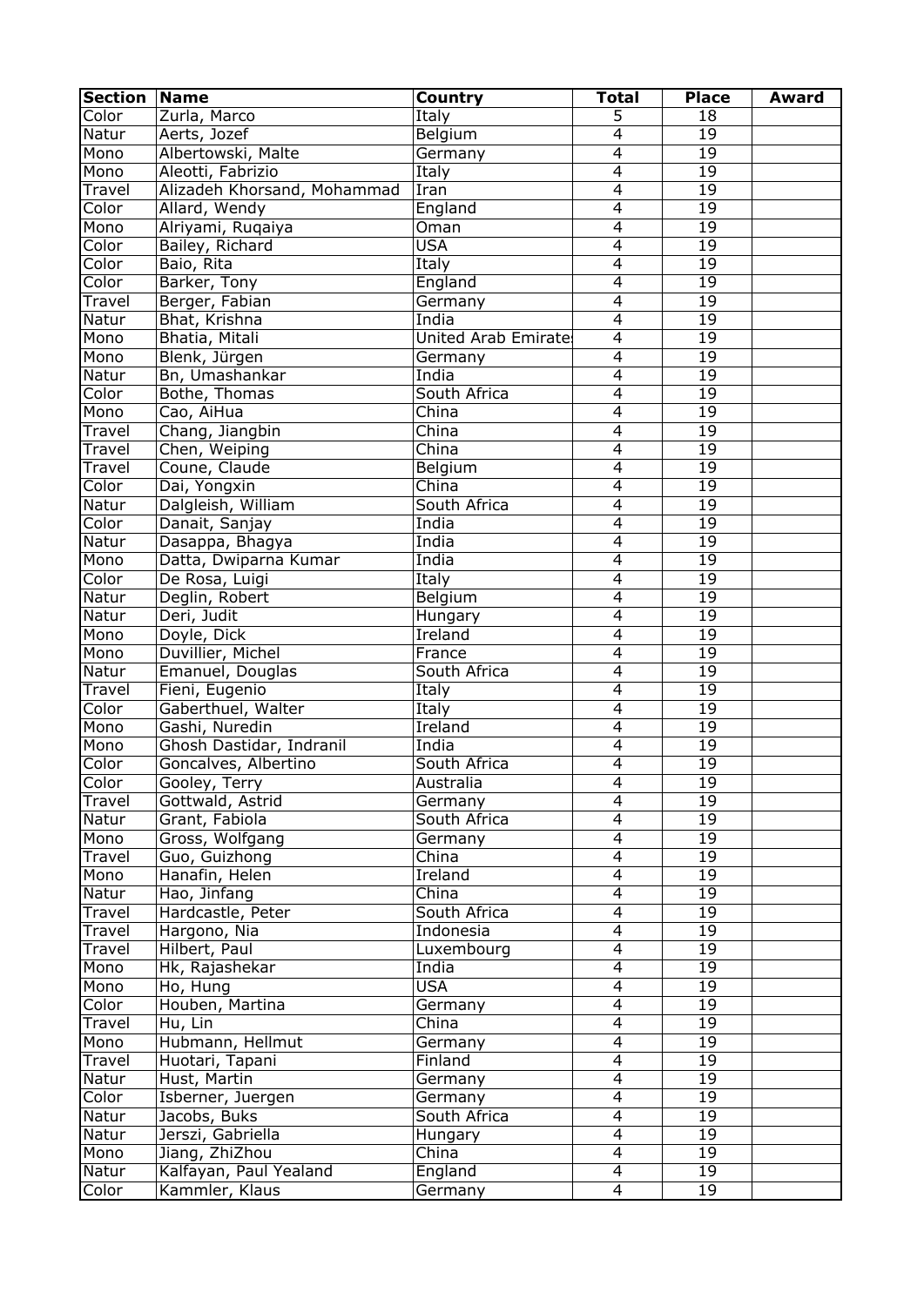| Section | Name | Country | Total | Place | Award |
|---|---|---|---|---|---|
| Color | Zurla, Marco | Italy | 5 | 18 | |
| Natur | Aerts, Jozef | Belgium | 4 | 19 | |
| Mono | Albertowski, Malte | Germany | 4 | 19 | |
| Mono | Aleotti, Fabrizio | Italy | 4 | 19 | |
| Travel | Alizadeh Khorsand, Mohammad | Iran | 4 | 19 | |
| Color | Allard, Wendy | England | 4 | 19 | |
| Mono | Alriyami, Ruqaiya | Oman | 4 | 19 | |
| Color | Bailey, Richard | USA | 4 | 19 | |
| Color | Baio, Rita | Italy | 4 | 19 | |
| Color | Barker, Tony | England | 4 | 19 | |
| Travel | Berger, Fabian | Germany | 4 | 19 | |
| Natur | Bhat, Krishna | India | 4 | 19 | |
| Mono | Bhatia, Mitali | United Arab Emirate | 4 | 19 | |
| Mono | Blenk, Jürgen | Germany | 4 | 19 | |
| Natur | Bn, Umashankar | India | 4 | 19 | |
| Color | Bothe, Thomas | South Africa | 4 | 19 | |
| Mono | Cao, AiHua | China | 4 | 19 | |
| Travel | Chang, Jiangbin | China | 4 | 19 | |
| Travel | Chen, Weiping | China | 4 | 19 | |
| Travel | Coune, Claude | Belgium | 4 | 19 | |
| Color | Dai, Yongxin | China | 4 | 19 | |
| Natur | Dalgleish, William | South Africa | 4 | 19 | |
| Color | Danait, Sanjay | India | 4 | 19 | |
| Natur | Dasappa, Bhagya | India | 4 | 19 | |
| Mono | Datta, Dwiparna Kumar | India | 4 | 19 | |
| Color | De Rosa, Luigi | Italy | 4 | 19 | |
| Natur | Deglin, Robert | Belgium | 4 | 19 | |
| Natur | Deri, Judit | Hungary | 4 | 19 | |
| Mono | Doyle, Dick | Ireland | 4 | 19 | |
| Mono | Duvillier, Michel | France | 4 | 19 | |
| Natur | Emanuel, Douglas | South Africa | 4 | 19 | |
| Travel | Fieni, Eugenio | Italy | 4 | 19 | |
| Color | Gaberthuel, Walter | Italy | 4 | 19 | |
| Mono | Gashi, Nuredin | Ireland | 4 | 19 | |
| Mono | Ghosh Dastidar, Indranil | India | 4 | 19 | |
| Color | Goncalves, Albertino | South Africa | 4 | 19 | |
| Color | Gooley, Terry | Australia | 4 | 19 | |
| Travel | Gottwald, Astrid | Germany | 4 | 19 | |
| Natur | Grant, Fabiola | South Africa | 4 | 19 | |
| Mono | Gross, Wolfgang | Germany | 4 | 19 | |
| Travel | Guo, Guizhong | China | 4 | 19 | |
| Mono | Hanafin, Helen | Ireland | 4 | 19 | |
| Natur | Hao, Jinfang | China | 4 | 19 | |
| Travel | Hardcastle, Peter | South Africa | 4 | 19 | |
| Travel | Hargono, Nia | Indonesia | 4 | 19 | |
| Travel | Hilbert, Paul | Luxembourg | 4 | 19 | |
| Mono | Hk, Rajashekar | India | 4 | 19 | |
| Mono | Ho, Hung | USA | 4 | 19 | |
| Color | Houben, Martina | Germany | 4 | 19 | |
| Travel | Hu, Lin | China | 4 | 19 | |
| Mono | Hubmann, Hellmut | Germany | 4 | 19 | |
| Travel | Huotari, Tapani | Finland | 4 | 19 | |
| Natur | Hust, Martin | Germany | 4 | 19 | |
| Color | Isberner, Juergen | Germany | 4 | 19 | |
| Natur | Jacobs, Buks | South Africa | 4 | 19 | |
| Natur | Jerszi, Gabriella | Hungary | 4 | 19 | |
| Mono | Jiang, ZhiZhou | China | 4 | 19 | |
| Natur | Kalfayan, Paul Yealand | England | 4 | 19 | |
| Color | Kammler, Klaus | Germany | 4 | 19 | |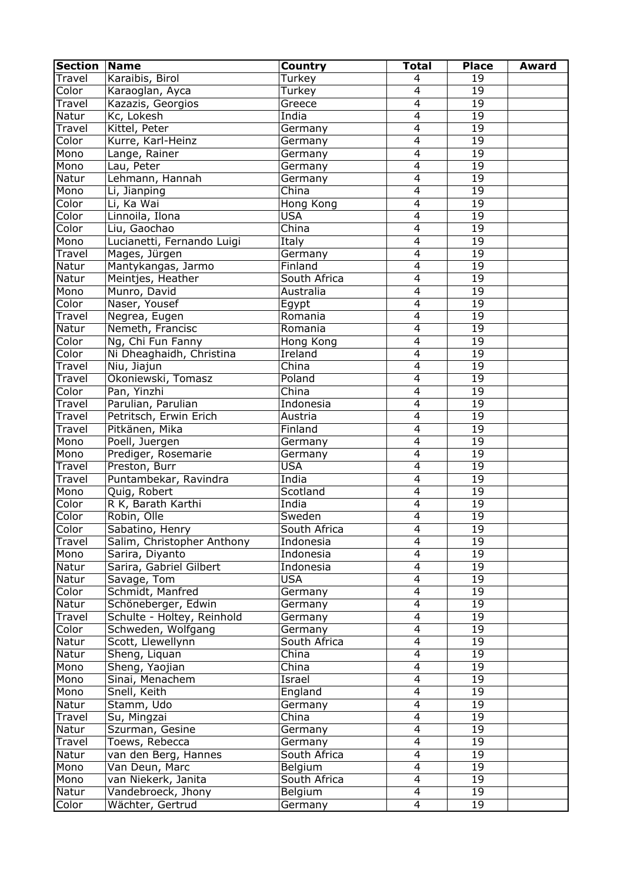| Section | Name | Country | Total | Place | Award |
| --- | --- | --- | --- | --- | --- |
| Travel | Karaibis, Birol | Turkey | 4 | 19 | |
| Color | Karaoglan, Ayca | Turkey | 4 | 19 | |
| Travel | Kazazis, Georgios | Greece | 4 | 19 | |
| Natur | Kc, Lokesh | India | 4 | 19 | |
| Travel | Kittel, Peter | Germany | 4 | 19 | |
| Color | Kurre, Karl-Heinz | Germany | 4 | 19 | |
| Mono | Lange, Rainer | Germany | 4 | 19 | |
| Mono | Lau, Peter | Germany | 4 | 19 | |
| Natur | Lehmann, Hannah | Germany | 4 | 19 | |
| Mono | Li, Jianping | China | 4 | 19 | |
| Color | Li, Ka Wai | Hong Kong | 4 | 19 | |
| Color | Linnoila, Ilona | USA | 4 | 19 | |
| Color | Liu, Gaochao | China | 4 | 19 | |
| Mono | Lucianetti, Fernando Luigi | Italy | 4 | 19 | |
| Travel | Mages, Jürgen | Germany | 4 | 19 | |
| Natur | Mantykangas, Jarmo | Finland | 4 | 19 | |
| Natur | Meintjes, Heather | South Africa | 4 | 19 | |
| Mono | Munro, David | Australia | 4 | 19 | |
| Color | Naser, Yousef | Egypt | 4 | 19 | |
| Travel | Negrea, Eugen | Romania | 4 | 19 | |
| Natur | Nemeth, Francisc | Romania | 4 | 19 | |
| Color | Ng, Chi Fun Fanny | Hong Kong | 4 | 19 | |
| Color | Ni Dheaghaidh, Christina | Ireland | 4 | 19 | |
| Travel | Niu, Jiajun | China | 4 | 19 | |
| Travel | Okoniewski, Tomasz | Poland | 4 | 19 | |
| Color | Pan, Yinzhi | China | 4 | 19 | |
| Travel | Parulian, Parulian | Indonesia | 4 | 19 | |
| Travel | Petritsch, Erwin Erich | Austria | 4 | 19 | |
| Travel | Pitkänen, Mika | Finland | 4 | 19 | |
| Mono | Poell, Juergen | Germany | 4 | 19 | |
| Mono | Prediger, Rosemarie | Germany | 4 | 19 | |
| Travel | Preston, Burr | USA | 4 | 19 | |
| Travel | Puntambekar, Ravindra | India | 4 | 19 | |
| Mono | Quig, Robert | Scotland | 4 | 19 | |
| Color | R K, Barath Karthi | India | 4 | 19 | |
| Color | Robin, Olle | Sweden | 4 | 19 | |
| Color | Sabatino, Henry | South Africa | 4 | 19 | |
| Travel | Salim, Christopher Anthony | Indonesia | 4 | 19 | |
| Mono | Sarira, Diyanto | Indonesia | 4 | 19 | |
| Natur | Sarira, Gabriel Gilbert | Indonesia | 4 | 19 | |
| Natur | Savage, Tom | USA | 4 | 19 | |
| Color | Schmidt, Manfred | Germany | 4 | 19 | |
| Natur | Schöneberger, Edwin | Germany | 4 | 19 | |
| Travel | Schulte - Holtey, Reinhold | Germany | 4 | 19 | |
| Color | Schweden, Wolfgang | Germany | 4 | 19 | |
| Natur | Scott, Llewellynn | South Africa | 4 | 19 | |
| Natur | Sheng, Liquan | China | 4 | 19 | |
| Mono | Sheng, Yaojian | China | 4 | 19 | |
| Mono | Sinai, Menachem | Israel | 4 | 19 | |
| Mono | Snell, Keith | England | 4 | 19 | |
| Natur | Stamm, Udo | Germany | 4 | 19 | |
| Travel | Su, Mingzai | China | 4 | 19 | |
| Natur | Szurman, Gesine | Germany | 4 | 19 | |
| Travel | Toews, Rebecca | Germany | 4 | 19 | |
| Natur | van den Berg, Hannes | South Africa | 4 | 19 | |
| Mono | Van Deun, Marc | Belgium | 4 | 19 | |
| Mono | van Niekerk, Janita | South Africa | 4 | 19 | |
| Natur | Vandebroeck, Jhony | Belgium | 4 | 19 | |
| Color | Wächter, Gertrud | Germany | 4 | 19 | |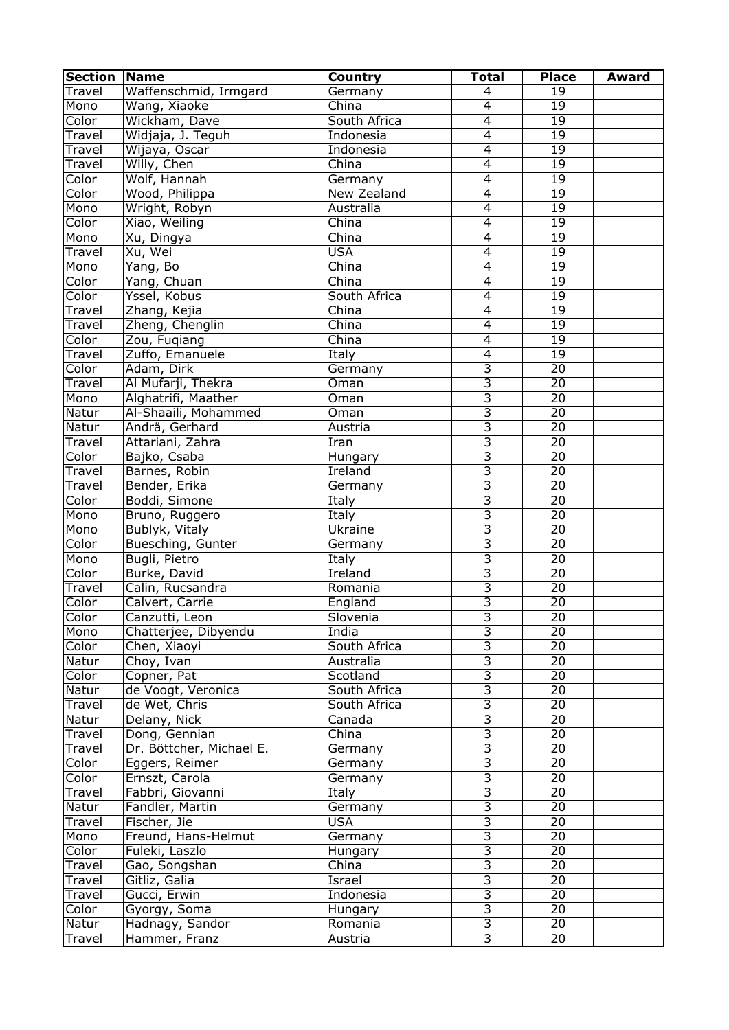| Section | Name | Country | Total | Place | Award |
|---|---|---|---|---|---|
| Travel | Waffenschmid, Irmgard | Germany | 4 | 19 | |
| Mono | Wang, Xiaoke | China | 4 | 19 | |
| Color | Wickham, Dave | South Africa | 4 | 19 | |
| Travel | Widjaja, J. Teguh | Indonesia | 4 | 19 | |
| Travel | Wijaya, Oscar | Indonesia | 4 | 19 | |
| Travel | Willy, Chen | China | 4 | 19 | |
| Color | Wolf, Hannah | Germany | 4 | 19 | |
| Color | Wood, Philippa | New Zealand | 4 | 19 | |
| Mono | Wright, Robyn | Australia | 4 | 19 | |
| Color | Xiao, Weiling | China | 4 | 19 | |
| Mono | Xu, Dingya | China | 4 | 19 | |
| Travel | Xu, Wei | USA | 4 | 19 | |
| Mono | Yang, Bo | China | 4 | 19 | |
| Color | Yang, Chuan | China | 4 | 19 | |
| Color | Yssel, Kobus | South Africa | 4 | 19 | |
| Travel | Zhang, Kejia | China | 4 | 19 | |
| Travel | Zheng, Chenglin | China | 4 | 19 | |
| Color | Zou, Fuqiang | China | 4 | 19 | |
| Travel | Zuffo, Emanuele | Italy | 4 | 19 | |
| Color | Adam, Dirk | Germany | 3 | 20 | |
| Travel | Al Mufarji, Thekra | Oman | 3 | 20 | |
| Mono | Alghatrifi, Maather | Oman | 3 | 20 | |
| Natur | Al-Shaaili, Mohammed | Oman | 3 | 20 | |
| Natur | Andrä, Gerhard | Austria | 3 | 20 | |
| Travel | Attariani, Zahra | Iran | 3 | 20 | |
| Color | Bajko, Csaba | Hungary | 3 | 20 | |
| Travel | Barnes, Robin | Ireland | 3 | 20 | |
| Travel | Bender, Erika | Germany | 3 | 20 | |
| Color | Boddi, Simone | Italy | 3 | 20 | |
| Mono | Bruno, Ruggero | Italy | 3 | 20 | |
| Mono | Bublyk, Vitaly | Ukraine | 3 | 20 | |
| Color | Buesching, Gunter | Germany | 3 | 20 | |
| Mono | Bugli, Pietro | Italy | 3 | 20 | |
| Color | Burke, David | Ireland | 3 | 20 | |
| Travel | Calin, Rucsandra | Romania | 3 | 20 | |
| Color | Calvert, Carrie | England | 3 | 20 | |
| Color | Canzutti, Leon | Slovenia | 3 | 20 | |
| Mono | Chatterjee, Dibyendu | India | 3 | 20 | |
| Color | Chen, Xiaoyi | South Africa | 3 | 20 | |
| Natur | Choy, Ivan | Australia | 3 | 20 | |
| Color | Copner, Pat | Scotland | 3 | 20 | |
| Natur | de Voogt, Veronica | South Africa | 3 | 20 | |
| Travel | de Wet, Chris | South Africa | 3 | 20 | |
| Natur | Delany, Nick | Canada | 3 | 20 | |
| Travel | Dong, Gennian | China | 3 | 20 | |
| Travel | Dr. Böttcher, Michael E. | Germany | 3 | 20 | |
| Color | Eggers, Reimer | Germany | 3 | 20 | |
| Color | Ernszt, Carola | Germany | 3 | 20 | |
| Travel | Fabbri, Giovanni | Italy | 3 | 20 | |
| Natur | Fandler, Martin | Germany | 3 | 20 | |
| Travel | Fischer, Jie | USA | 3 | 20 | |
| Mono | Freund, Hans-Helmut | Germany | 3 | 20 | |
| Color | Fuleki, Laszlo | Hungary | 3 | 20 | |
| Travel | Gao, Songshan | China | 3 | 20 | |
| Travel | Gitliz, Galia | Israel | 3 | 20 | |
| Travel | Gucci, Erwin | Indonesia | 3 | 20 | |
| Color | Gyorgy, Soma | Hungary | 3 | 20 | |
| Natur | Hadnagy, Sandor | Romania | 3 | 20 | |
| Travel | Hammer, Franz | Austria | 3 | 20 | |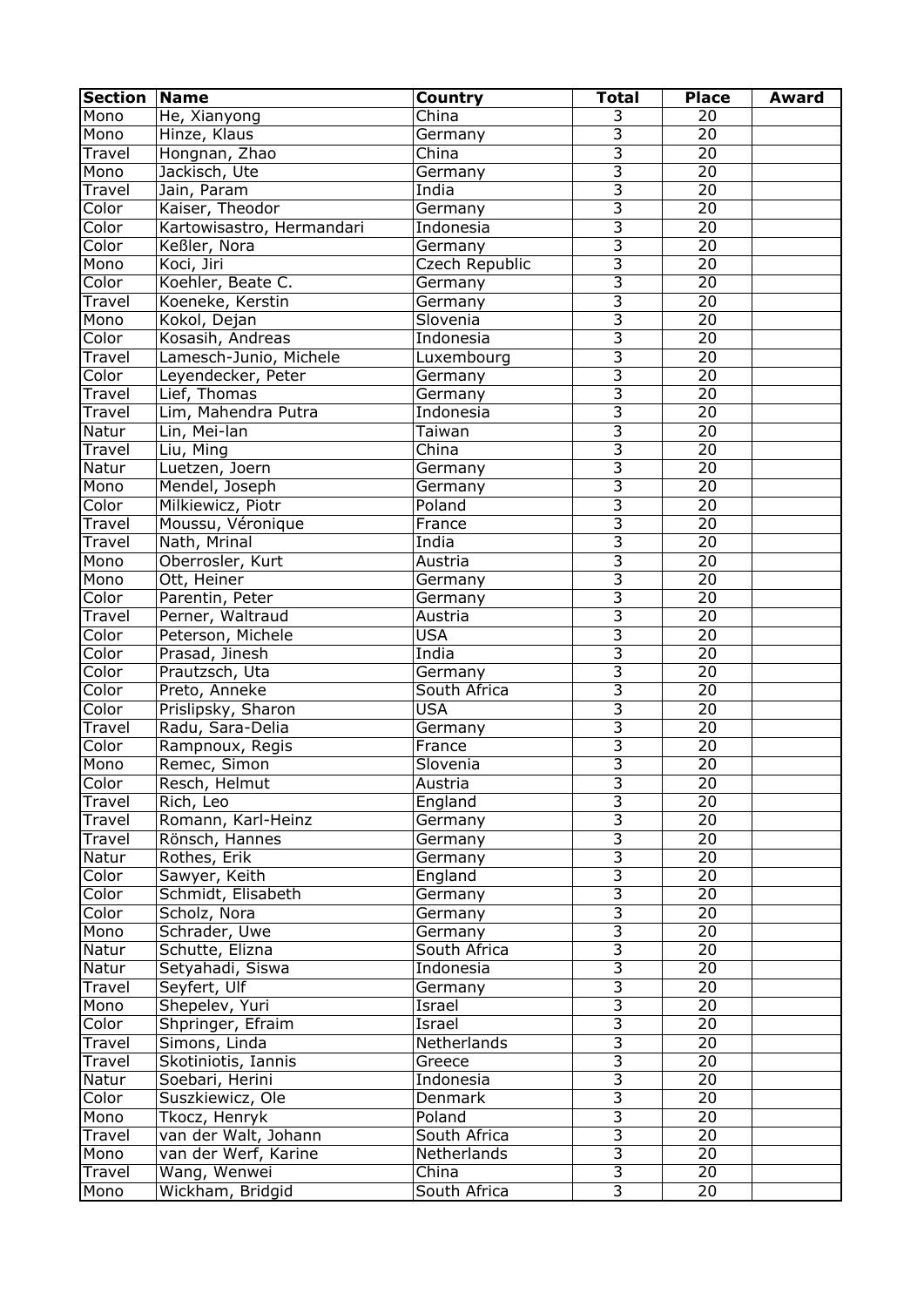| Section | Name | Country | Total | Place | Award |
|---|---|---|---|---|---|
| Mono | He, Xianyong | China | 3 | 20 | |
| Mono | Hinze, Klaus | Germany | 3 | 20 | |
| Travel | Hongnan, Zhao | China | 3 | 20 | |
| Mono | Jackisch, Ute | Germany | 3 | 20 | |
| Travel | Jain, Param | India | 3 | 20 | |
| Color | Kaiser, Theodor | Germany | 3 | 20 | |
| Color | Kartowisastro, Hermandari | Indonesia | 3 | 20 | |
| Color | Keßler, Nora | Germany | 3 | 20 | |
| Mono | Koci, Jiri | Czech Republic | 3 | 20 | |
| Color | Koehler, Beate C. | Germany | 3 | 20 | |
| Travel | Koeneke, Kerstin | Germany | 3 | 20 | |
| Mono | Kokol, Dejan | Slovenia | 3 | 20 | |
| Color | Kosasih, Andreas | Indonesia | 3 | 20 | |
| Travel | Lamesch-Junio, Michele | Luxembourg | 3 | 20 | |
| Color | Leyendecker, Peter | Germany | 3 | 20 | |
| Travel | Lief, Thomas | Germany | 3 | 20 | |
| Travel | Lim, Mahendra Putra | Indonesia | 3 | 20 | |
| Natur | Lin, Mei-lan | Taiwan | 3 | 20 | |
| Travel | Liu, Ming | China | 3 | 20 | |
| Natur | Luetzen, Joern | Germany | 3 | 20 | |
| Mono | Mendel, Joseph | Germany | 3 | 20 | |
| Color | Milkiewicz, Piotr | Poland | 3 | 20 | |
| Travel | Moussu, Véronique | France | 3 | 20 | |
| Travel | Nath, Mrinal | India | 3 | 20 | |
| Mono | Oberrosler, Kurt | Austria | 3 | 20 | |
| Mono | Ott, Heiner | Germany | 3 | 20 | |
| Color | Parentin, Peter | Germany | 3 | 20 | |
| Travel | Perner, Waltraud | Austria | 3 | 20 | |
| Color | Peterson, Michele | USA | 3 | 20 | |
| Color | Prasad, Jinesh | India | 3 | 20 | |
| Color | Prautzsch, Uta | Germany | 3 | 20 | |
| Color | Preto, Anneke | South Africa | 3 | 20 | |
| Color | Prislipsky, Sharon | USA | 3 | 20 | |
| Travel | Radu, Sara-Delia | Germany | 3 | 20 | |
| Color | Rampnoux, Regis | France | 3 | 20 | |
| Mono | Remec, Simon | Slovenia | 3 | 20 | |
| Color | Resch, Helmut | Austria | 3 | 20 | |
| Travel | Rich, Leo | England | 3 | 20 | |
| Travel | Romann, Karl-Heinz | Germany | 3 | 20 | |
| Travel | Rönsch, Hannes | Germany | 3 | 20 | |
| Natur | Rothes, Erik | Germany | 3 | 20 | |
| Color | Sawyer, Keith | England | 3 | 20 | |
| Color | Schmidt, Elisabeth | Germany | 3 | 20 | |
| Color | Scholz, Nora | Germany | 3 | 20 | |
| Mono | Schrader, Uwe | Germany | 3 | 20 | |
| Natur | Schutte, Elizna | South Africa | 3 | 20 | |
| Natur | Setyahadi, Siswa | Indonesia | 3 | 20 | |
| Travel | Seyfert, Ulf | Germany | 3 | 20 | |
| Mono | Shepelev, Yuri | Israel | 3 | 20 | |
| Color | Shpringer, Efraim | Israel | 3 | 20 | |
| Travel | Simons, Linda | Netherlands | 3 | 20 | |
| Travel | Skotiniotis, Iannis | Greece | 3 | 20 | |
| Natur | Soebari, Herini | Indonesia | 3 | 20 | |
| Color | Suszkiewicz, Ole | Denmark | 3 | 20 | |
| Mono | Tkocz, Henryk | Poland | 3 | 20 | |
| Travel | van der Walt, Johann | South Africa | 3 | 20 | |
| Mono | van der Werf, Karine | Netherlands | 3 | 20 | |
| Travel | Wang, Wenwei | China | 3 | 20 | |
| Mono | Wickham, Bridgid | South Africa | 3 | 20 | |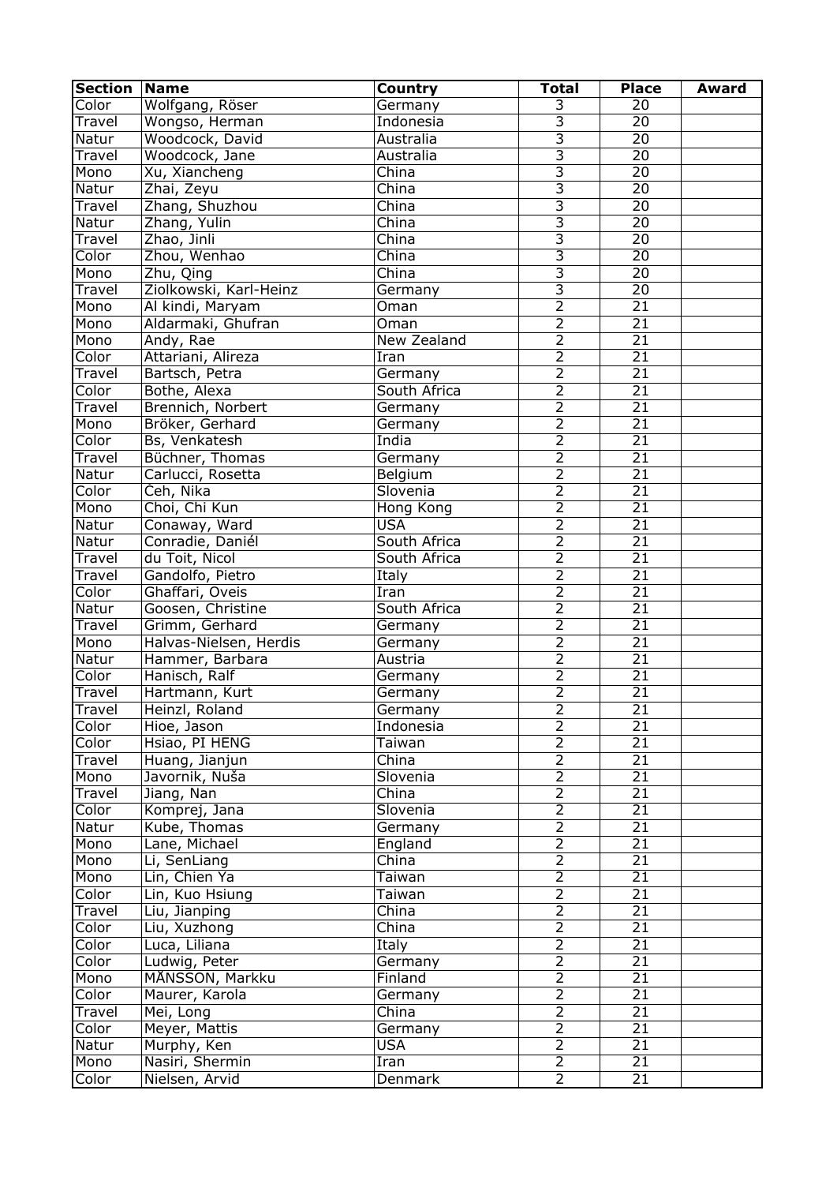| Section | Name | Country | Total | Place | Award |
|---|---|---|---|---|---|
| Color | Wolfgang, Röser | Germany | 3 | 20 | |
| Travel | Wongso, Herman | Indonesia | 3 | 20 | |
| Natur | Woodcock, David | Australia | 3 | 20 | |
| Travel | Woodcock, Jane | Australia | 3 | 20 | |
| Mono | Xu, Xiancheng | China | 3 | 20 | |
| Natur | Zhai, Zeyu | China | 3 | 20 | |
| Travel | Zhang, Shuzhou | China | 3 | 20 | |
| Natur | Zhang, Yulin | China | 3 | 20 | |
| Travel | Zhao, Jinli | China | 3 | 20 | |
| Color | Zhou, Wenhao | China | 3 | 20 | |
| Mono | Zhu, Qing | China | 3 | 20 | |
| Travel | Ziolkowski, Karl-Heinz | Germany | 3 | 20 | |
| Mono | Al kindi, Maryam | Oman | 2 | 21 | |
| Mono | Aldarmaki, Ghufran | Oman | 2 | 21 | |
| Mono | Andy, Rae | New Zealand | 2 | 21 | |
| Color | Attariani, Alireza | Iran | 2 | 21 | |
| Travel | Bartsch, Petra | Germany | 2 | 21 | |
| Color | Bothe, Alexa | South Africa | 2 | 21 | |
| Travel | Brennich, Norbert | Germany | 2 | 21 | |
| Mono | Bröker, Gerhard | Germany | 2 | 21 | |
| Color | Bs, Venkatesh | India | 2 | 21 | |
| Travel | Büchner, Thomas | Germany | 2 | 21 | |
| Natur | Carlucci, Rosetta | Belgium | 2 | 21 | |
| Color | Čeh, Nika | Slovenia | 2 | 21 | |
| Mono | Choi, Chi Kun | Hong Kong | 2 | 21 | |
| Natur | Conaway, Ward | USA | 2 | 21 | |
| Natur | Conradie, Daniél | South Africa | 2 | 21 | |
| Travel | du Toit, Nicol | South Africa | 2 | 21 | |
| Travel | Gandolfo, Pietro | Italy | 2 | 21 | |
| Color | Ghaffari, Oveis | Iran | 2 | 21 | |
| Natur | Goosen, Christine | South Africa | 2 | 21 | |
| Travel | Grimm, Gerhard | Germany | 2 | 21 | |
| Mono | Halvas-Nielsen, Herdis | Germany | 2 | 21 | |
| Natur | Hammer, Barbara | Austria | 2 | 21 | |
| Color | Hanisch, Ralf | Germany | 2 | 21 | |
| Travel | Hartmann, Kurt | Germany | 2 | 21 | |
| Travel | Heinzl, Roland | Germany | 2 | 21 | |
| Color | Hioe, Jason | Indonesia | 2 | 21 | |
| Color | Hsiao, PI HENG | Taiwan | 2 | 21 | |
| Travel | Huang, Jianjun | China | 2 | 21 | |
| Mono | Javornik, Nuša | Slovenia | 2 | 21 | |
| Travel | Jiang, Nan | China | 2 | 21 | |
| Color | Komprej, Jana | Slovenia | 2 | 21 | |
| Natur | Kube, Thomas | Germany | 2 | 21 | |
| Mono | Lane, Michael | England | 2 | 21 | |
| Mono | Li, SenLiang | China | 2 | 21 | |
| Mono | Lin, Chien Ya | Taiwan | 2 | 21 | |
| Color | Lin, Kuo Hsiung | Taiwan | 2 | 21 | |
| Travel | Liu, Jianping | China | 2 | 21 | |
| Color | Liu, Xuzhong | China | 2 | 21 | |
| Color | Luca, Liliana | Italy | 2 | 21 | |
| Color | Ludwig, Peter | Germany | 2 | 21 | |
| Mono | MĂNSSON, Markku | Finland | 2 | 21 | |
| Color | Maurer, Karola | Germany | 2 | 21 | |
| Travel | Mei, Long | China | 2 | 21 | |
| Color | Meyer, Mattis | Germany | 2 | 21 | |
| Natur | Murphy, Ken | USA | 2 | 21 | |
| Mono | Nasiri, Shermin | Iran | 2 | 21 | |
| Color | Nielsen, Arvid | Denmark | 2 | 21 | |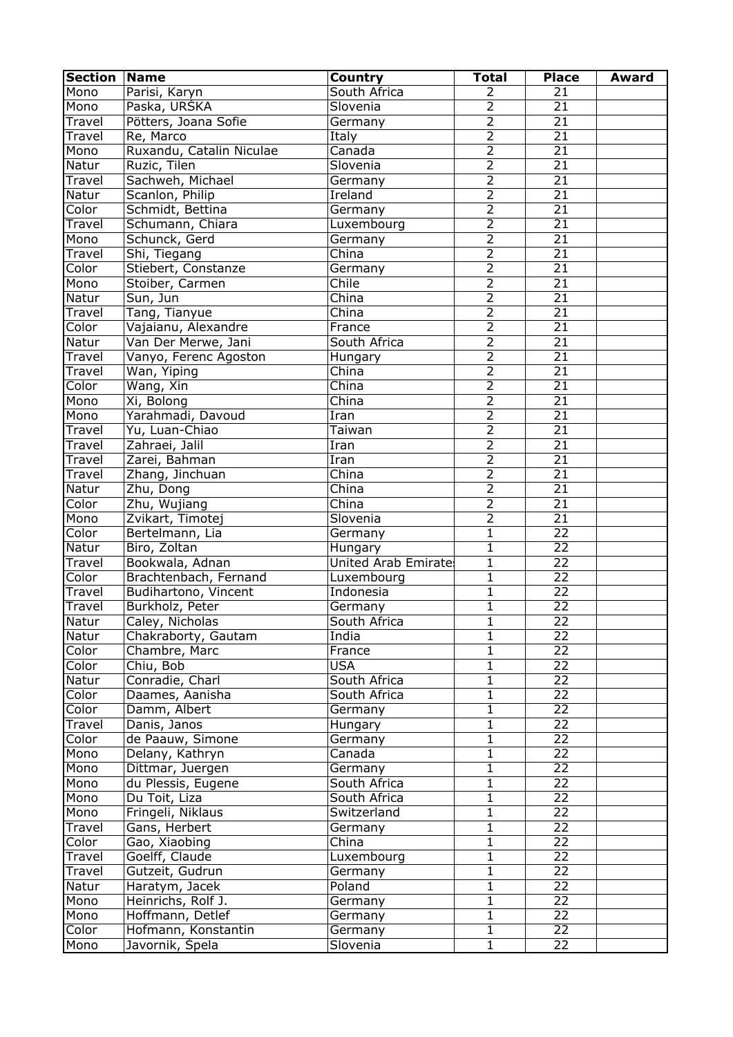| Section | Name | Country | Total | Place | Award |
|---|---|---|---|---|---|
| Mono | Parisi, Karyn | South Africa | 2 | 21 | |
| Mono | Paska, URŠKA | Slovenia | 2 | 21 | |
| Travel | Pötters, Joana Sofie | Germany | 2 | 21 | |
| Travel | Re, Marco | Italy | 2 | 21 | |
| Mono | Ruxandu, Catalin Niculae | Canada | 2 | 21 | |
| Natur | Ruzic, Tilen | Slovenia | 2 | 21 | |
| Travel | Sachweh, Michael | Germany | 2 | 21 | |
| Natur | Scanlon, Philip | Ireland | 2 | 21 | |
| Color | Schmidt, Bettina | Germany | 2 | 21 | |
| Travel | Schumann, Chiara | Luxembourg | 2 | 21 | |
| Mono | Schunck, Gerd | Germany | 2 | 21 | |
| Travel | Shi, Tiegang | China | 2 | 21 | |
| Color | Stiebert, Constanze | Germany | 2 | 21 | |
| Mono | Stoiber, Carmen | Chile | 2 | 21 | |
| Natur | Sun, Jun | China | 2 | 21 | |
| Travel | Tang, Tianyue | China | 2 | 21 | |
| Color | Vajaianu, Alexandre | France | 2 | 21 | |
| Natur | Van Der Merwe, Jani | South Africa | 2 | 21 | |
| Travel | Vanyo, Ferenc Agoston | Hungary | 2 | 21 | |
| Travel | Wan, Yiping | China | 2 | 21 | |
| Color | Wang, Xin | China | 2 | 21 | |
| Mono | Xi, Bolong | China | 2 | 21 | |
| Mono | Yarahmadi, Davoud | Iran | 2 | 21 | |
| Travel | Yu, Luan-Chiao | Taiwan | 2 | 21 | |
| Travel | Zahraei, Jalil | Iran | 2 | 21 | |
| Travel | Zarei, Bahman | Iran | 2 | 21 | |
| Travel | Zhang, Jinchuan | China | 2 | 21 | |
| Natur | Zhu, Dong | China | 2 | 21 | |
| Color | Zhu, Wujiang | China | 2 | 21 | |
| Mono | Zvikart, Timotej | Slovenia | 2 | 21 | |
| Color | Bertelmann, Lia | Germany | 1 | 22 | |
| Natur | Biro, Zoltan | Hungary | 1 | 22 | |
| Travel | Bookwala, Adnan | United Arab Emirate | 1 | 22 | |
| Color | Brachtenbach, Fernand | Luxembourg | 1 | 22 | |
| Travel | Budihartono, Vincent | Indonesia | 1 | 22 | |
| Travel | Burkholz, Peter | Germany | 1 | 22 | |
| Natur | Caley, Nicholas | South Africa | 1 | 22 | |
| Natur | Chakraborty, Gautam | India | 1 | 22 | |
| Color | Chambre, Marc | France | 1 | 22 | |
| Color | Chiu, Bob | USA | 1 | 22 | |
| Natur | Conradie, Charl | South Africa | 1 | 22 | |
| Color | Daames, Aanisha | South Africa | 1 | 22 | |
| Color | Damm, Albert | Germany | 1 | 22 | |
| Travel | Danis, Janos | Hungary | 1 | 22 | |
| Color | de Paauw, Simone | Germany | 1 | 22 | |
| Mono | Delany, Kathryn | Canada | 1 | 22 | |
| Mono | Dittmar, Juergen | Germany | 1 | 22 | |
| Mono | du Plessis, Eugene | South Africa | 1 | 22 | |
| Mono | Du Toit, Liza | South Africa | 1 | 22 | |
| Mono | Fringeli, Niklaus | Switzerland | 1 | 22 | |
| Travel | Gans, Herbert | Germany | 1 | 22 | |
| Color | Gao, Xiaobing | China | 1 | 22 | |
| Travel | Goelff, Claude | Luxembourg | 1 | 22 | |
| Travel | Gutzeit, Gudrun | Germany | 1 | 22 | |
| Natur | Haratym, Jacek | Poland | 1 | 22 | |
| Mono | Heinrichs, Rolf J. | Germany | 1 | 22 | |
| Mono | Hoffmann, Detlef | Germany | 1 | 22 | |
| Color | Hofmann, Konstantin | Germany | 1 | 22 | |
| Mono | Javornik, Špela | Slovenia | 1 | 22 | |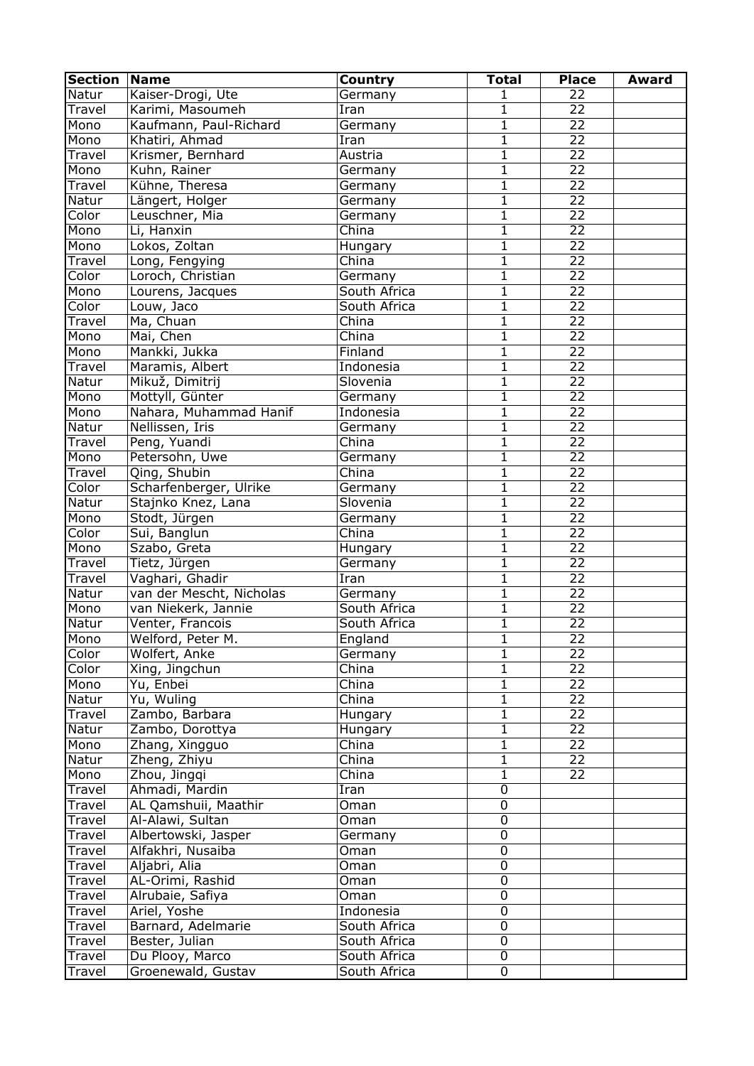| Section | Name | Country | Total | Place | Award |
|---|---|---|---|---|---|
| Natur | Kaiser-Drogi, Ute | Germany | 1 | 22 | |
| Travel | Karimi, Masoumeh | Iran | 1 | 22 | |
| Mono | Kaufmann, Paul-Richard | Germany | 1 | 22 | |
| Mono | Khatiri, Ahmad | Iran | 1 | 22 | |
| Travel | Krismer, Bernhard | Austria | 1 | 22 | |
| Mono | Kuhn, Rainer | Germany | 1 | 22 | |
| Travel | Kühne, Theresa | Germany | 1 | 22 | |
| Natur | Längert, Holger | Germany | 1 | 22 | |
| Color | Leuschner, Mia | Germany | 1 | 22 | |
| Mono | Li, Hanxin | China | 1 | 22 | |
| Mono | Lokos, Zoltan | Hungary | 1 | 22 | |
| Travel | Long, Fengying | China | 1 | 22 | |
| Color | Loroch, Christian | Germany | 1 | 22 | |
| Mono | Lourens, Jacques | South Africa | 1 | 22 | |
| Color | Louw, Jaco | South Africa | 1 | 22 | |
| Travel | Ma, Chuan | China | 1 | 22 | |
| Mono | Mai, Chen | China | 1 | 22 | |
| Mono | Mankki, Jukka | Finland | 1 | 22 | |
| Travel | Maramis, Albert | Indonesia | 1 | 22 | |
| Natur | Mikuž, Dimitrij | Slovenia | 1 | 22 | |
| Mono | Mottyll, Günter | Germany | 1 | 22 | |
| Mono | Nahara, Muhammad Hanif | Indonesia | 1 | 22 | |
| Natur | Nellissen, Iris | Germany | 1 | 22 | |
| Travel | Peng, Yuandi | China | 1 | 22 | |
| Mono | Petersohn, Uwe | Germany | 1 | 22 | |
| Travel | Qing, Shubin | China | 1 | 22 | |
| Color | Scharfenberger, Ulrike | Germany | 1 | 22 | |
| Natur | Stajnko Knez, Lana | Slovenia | 1 | 22 | |
| Mono | Stodt, Jürgen | Germany | 1 | 22 | |
| Color | Sui, Banglun | China | 1 | 22 | |
| Mono | Szabo, Greta | Hungary | 1 | 22 | |
| Travel | Tietz, Jürgen | Germany | 1 | 22 | |
| Travel | Vaghari, Ghadir | Iran | 1 | 22 | |
| Natur | van der Mescht, Nicholas | Germany | 1 | 22 | |
| Mono | van Niekerk, Jannie | South Africa | 1 | 22 | |
| Natur | Venter, Francois | South Africa | 1 | 22 | |
| Mono | Welford, Peter M. | England | 1 | 22 | |
| Color | Wolfert, Anke | Germany | 1 | 22 | |
| Color | Xing, Jingchun | China | 1 | 22 | |
| Mono | Yu, Enbei | China | 1 | 22 | |
| Natur | Yu, Wuling | China | 1 | 22 | |
| Travel | Zambo, Barbara | Hungary | 1 | 22 | |
| Natur | Zambo, Dorottya | Hungary | 1 | 22 | |
| Mono | Zhang, Xingguo | China | 1 | 22 | |
| Natur | Zheng, Zhiyu | China | 1 | 22 | |
| Mono | Zhou, Jingqi | China | 1 | 22 | |
| Travel | Ahmadi, Mardin | Iran | 0 | | |
| Travel | AL Qamshuii, Maathir | Oman | 0 | | |
| Travel | Al-Alawi, Sultan | Oman | 0 | | |
| Travel | Albertowski, Jasper | Germany | 0 | | |
| Travel | Alfakhri, Nusaiba | Oman | 0 | | |
| Travel | Aljabri, Alia | Oman | 0 | | |
| Travel | AL-Orimi, Rashid | Oman | 0 | | |
| Travel | Alrubaie, Safiya | Oman | 0 | | |
| Travel | Ariel, Yoshe | Indonesia | 0 | | |
| Travel | Barnard, Adelmarie | South Africa | 0 | | |
| Travel | Bester, Julian | South Africa | 0 | | |
| Travel | Du Plooy, Marco | South Africa | 0 | | |
| Travel | Groenewald, Gustav | South Africa | 0 | | |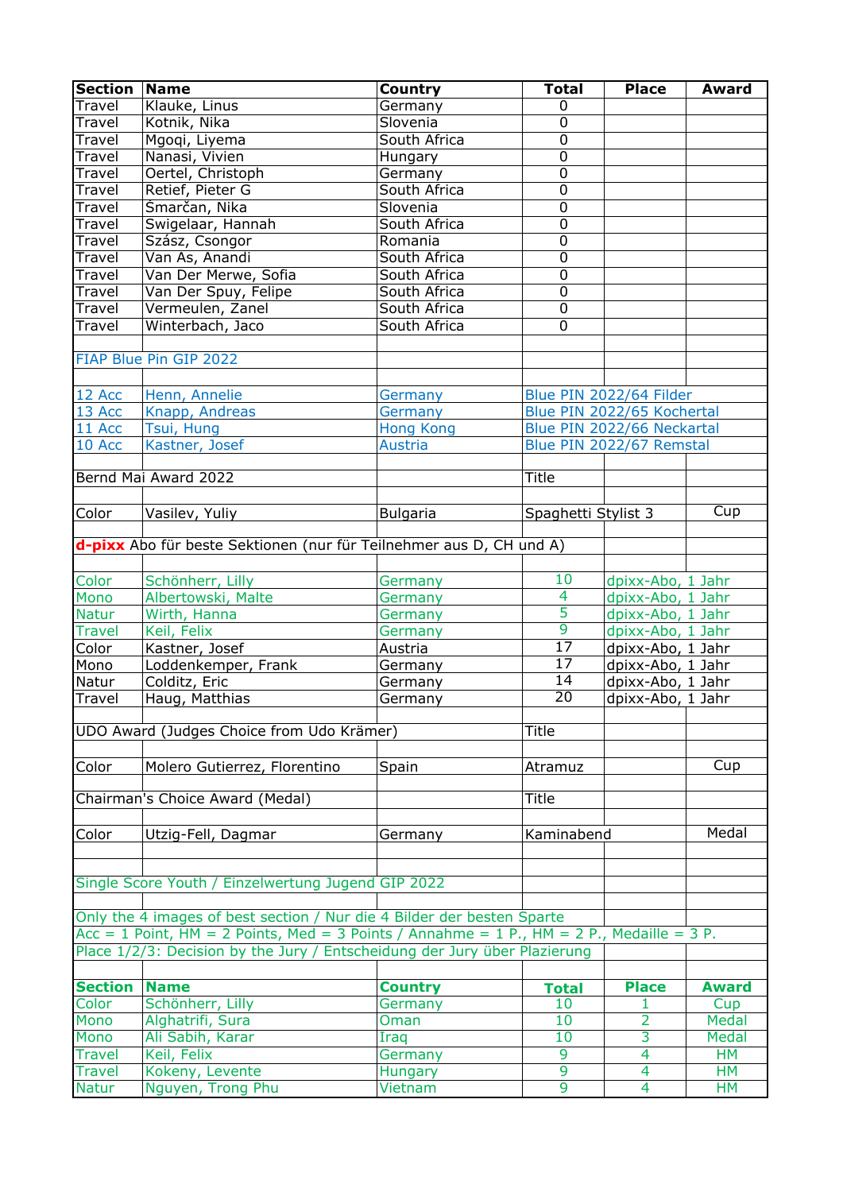| Section | Name | Country | Total | Place | Award |
|---|---|---|---|---|---|
| Travel | Klauke, Linus | Germany | 0 | | |
| Travel | Kotnik, Nika | Slovenia | 0 | | |
| Travel | Mgoqi, Liyema | South Africa | 0 | | |
| Travel | Nanasi, Vivien | Hungary | 0 | | |
| Travel | Oertel, Christoph | Germany | 0 | | |
| Travel | Retief, Pieter G | South Africa | 0 | | |
| Travel | Smarčan, Nika | Slovenia | 0 | | |
| Travel | Swigelaar, Hannah | South Africa | 0 | | |
| Travel | Szász, Csongor | Romania | 0 | | |
| Travel | Van As, Anandi | South Africa | 0 | | |
| Travel | Van Der Merwe, Sofia | South Africa | 0 | | |
| Travel | Van Der Spuy, Felipe | South Africa | 0 | | |
| Travel | Vermeulen, Zanel | South Africa | 0 | | |
| Travel | Winterbach, Jaco | South Africa | 0 | | |

**FIAP Blue Pin GIP 2022**

| | | | |
|---|---|---|---|
| 12 Acc | Henn, Annelie | Germany | Blue PIN 2022/64 Filder |
| 13 Acc | Knapp, Andreas | Germany | Blue PIN 2022/65 Kochertal |
| 11 Acc | Tsui, Hung | Hong Kong | Blue PIN 2022/66 Neckartal |
| 10 Acc | Kastner, Josef | Austria | Blue PIN 2022/67 Remstal |

**Bernd Mai Award 2022**

| Section | Name | Country | Title | Award |
|---|---|---|---|---|
| Color | Vasilev, Yuliy | Bulgaria | Spaghetti Stylist 3 | Cup |

**d-pixx Abo für beste Sektionen (nur für Teilnehmer aus D, CH und A)**

| Section | Name | Country | Total | Award |
|---|---|---|---|---|
| Color | Schönherr, Lilly | Germany | 10 | dpixx-Abo, 1 Jahr |
| Mono | Albertowski, Malte | Germany | 4 | dpixx-Abo, 1 Jahr |
| Natur | Wirth, Hanna | Germany | 5 | dpixx-Abo, 1 Jahr |
| Travel | Keil, Felix | Germany | 9 | dpixx-Abo, 1 Jahr |
| Color | Kastner, Josef | Austria | 17 | dpixx-Abo, 1 Jahr |
| Mono | Loddenkemper, Frank | Germany | 17 | dpixx-Abo, 1 Jahr |
| Natur | Colditz, Eric | Germany | 14 | dpixx-Abo, 1 Jahr |
| Travel | Haug, Matthias | Germany | 20 | dpixx-Abo, 1 Jahr |

**UDO Award (Judges Choice from Udo Krämer)**

| Section | Name | Country | Title | Award |
|---|---|---|---|---|
| Color | Molero Gutierrez, Florentino | Spain | Atramuz | Cup |

**Chairman's Choice Award (Medal)**

| Section | Name | Country | Title | Award |
|---|---|---|---|---|
| Color | Utzig-Fell, Dagmar | Germany | Kaminabend | Medal |

**Single Score Youth / Einzelwertung Jugend GIP 2022**

Only the 4 images of best section / Nur die 4 Bilder der besten Sparte
Acc = 1 Point, HM = 2 Points, Med = 3 Points / Annahme = 1 P., HM = 2 P., Medaille = 3 P.
Place 1/2/3: Decision by the Jury / Entscheidung der Jury über Plazierung

| Section | Name | Country | Total | Place | Award |
|---|---|---|---|---|---|
| Color | Schönherr, Lilly | Germany | 10 | 1 | Cup |
| Mono | Alghatrifi, Sura | Oman | 10 | 2 | Medal |
| Mono | Ali Sabih, Karar | Iraq | 10 | 3 | Medal |
| Travel | Keil, Felix | Germany | 9 | 4 | HM |
| Travel | Kokeny, Levente | Hungary | 9 | 4 | HM |
| Natur | Nguyen, Trong Phu | Vietnam | 9 | 4 | HM |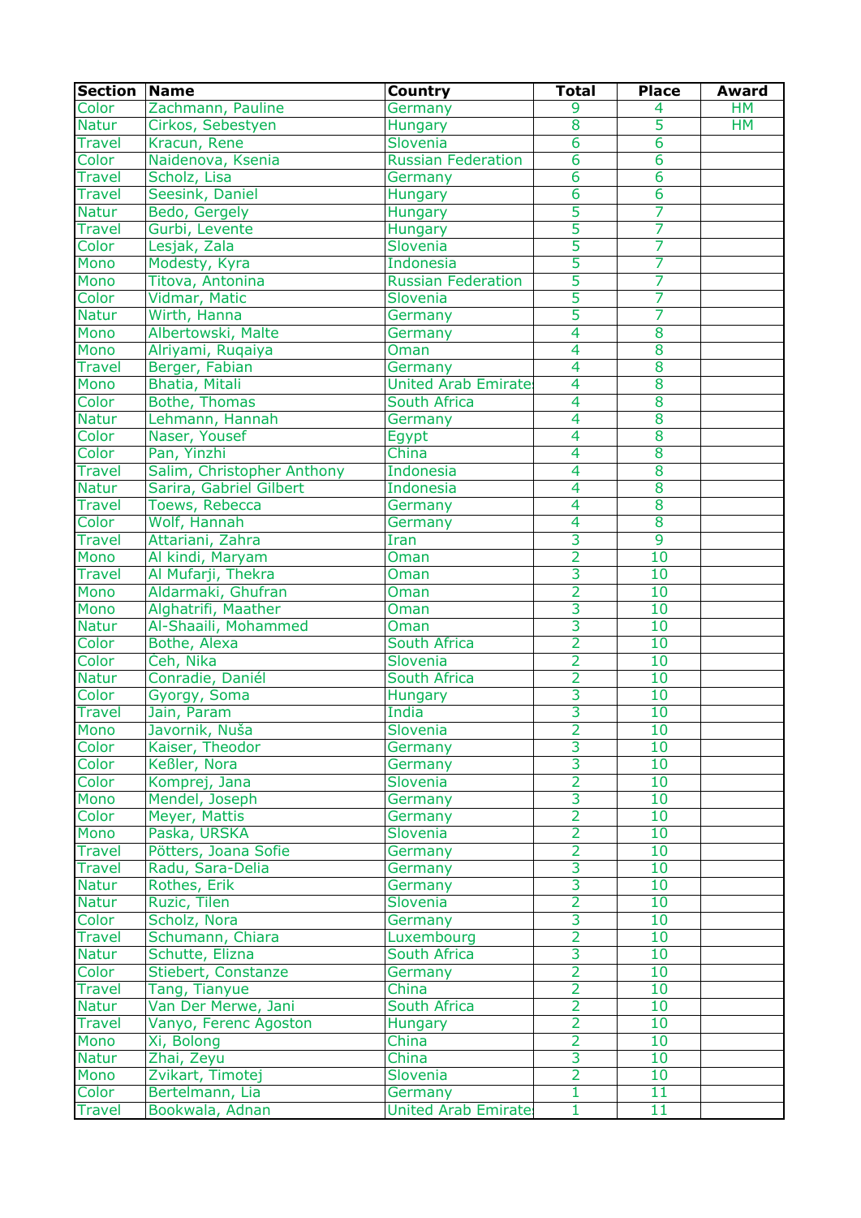| Section | Name | Country | Total | Place | Award |
|---|---|---|---|---|---|
| Color | Zachmann, Pauline | Germany | 9 | 4 | HM |
| Natur | Cirkos, Sebestyen | Hungary | 8 | 5 | HM |
| Travel | Kracun, Rene | Slovenia | 6 | 6 | |
| Color | Naidenova, Ksenia | Russian Federation | 6 | 6 | |
| Travel | Scholz, Lisa | Germany | 6 | 6 | |
| Travel | Seesink, Daniel | Hungary | 6 | 6 | |
| Natur | Bedo, Gergely | Hungary | 5 | 7 | |
| Travel | Gurbi, Levente | Hungary | 5 | 7 | |
| Color | Lesjak, Zala | Slovenia | 5 | 7 | |
| Mono | Modesty, Kyra | Indonesia | 5 | 7 | |
| Mono | Titova, Antonina | Russian Federation | 5 | 7 | |
| Color | Vidmar, Matic | Slovenia | 5 | 7 | |
| Natur | Wirth, Hanna | Germany | 5 | 7 | |
| Mono | Albertowski, Malte | Germany | 4 | 8 | |
| Mono | Alriyami, Ruqaiya | Oman | 4 | 8 | |
| Travel | Berger, Fabian | Germany | 4 | 8 | |
| Mono | Bhatia, Mitali | United Arab Emirate | 4 | 8 | |
| Color | Bothe, Thomas | South Africa | 4 | 8 | |
| Natur | Lehmann, Hannah | Germany | 4 | 8 | |
| Color | Naser, Yousef | Egypt | 4 | 8 | |
| Color | Pan, Yinzhi | China | 4 | 8 | |
| Travel | Salim, Christopher Anthony | Indonesia | 4 | 8 | |
| Natur | Sarira, Gabriel Gilbert | Indonesia | 4 | 8 | |
| Travel | Toews, Rebecca | Germany | 4 | 8 | |
| Color | Wolf, Hannah | Germany | 4 | 8 | |
| Travel | Attariani, Zahra | Iran | 3 | 9 | |
| Mono | Al kindi, Maryam | Oman | 2 | 10 | |
| Travel | Al Mufarji, Thekra | Oman | 3 | 10 | |
| Mono | Aldarmaki, Ghufran | Oman | 2 | 10 | |
| Mono | Alghatrifi, Maather | Oman | 3 | 10 | |
| Natur | Al-Shaaili, Mohammed | Oman | 3 | 10 | |
| Color | Bothe, Alexa | South Africa | 2 | 10 | |
| Color | Čeh, Nika | Slovenia | 2 | 10 | |
| Natur | Conradie, Daniél | South Africa | 2 | 10 | |
| Color | Gyorgy, Soma | Hungary | 3 | 10 | |
| Travel | Jain, Param | India | 3 | 10 | |
| Mono | Javornik, Nuša | Slovenia | 2 | 10 | |
| Color | Kaiser, Theodor | Germany | 3 | 10 | |
| Color | Keßler, Nora | Germany | 3 | 10 | |
| Color | Komprej, Jana | Slovenia | 2 | 10 | |
| Mono | Mendel, Joseph | Germany | 3 | 10 | |
| Color | Meyer, Mattis | Germany | 2 | 10 | |
| Mono | Paska, URSKA | Slovenia | 2 | 10 | |
| Travel | Pötters, Joana Sofie | Germany | 2 | 10 | |
| Travel | Radu, Sara-Delia | Germany | 3 | 10 | |
| Natur | Rothes, Erik | Germany | 3 | 10 | |
| Natur | Ruzic, Tilen | Slovenia | 2 | 10 | |
| Color | Scholz, Nora | Germany | 3 | 10 | |
| Travel | Schumann, Chiara | Luxembourg | 2 | 10 | |
| Natur | Schutte, Elizna | South Africa | 3 | 10 | |
| Color | Stiebert, Constanze | Germany | 2 | 10 | |
| Travel | Tang, Tianyue | China | 2 | 10 | |
| Natur | Van Der Merwe, Jani | South Africa | 2 | 10 | |
| Travel | Vanyo, Ferenc Agoston | Hungary | 2 | 10 | |
| Mono | Xi, Bolong | China | 2 | 10 | |
| Natur | Zhai, Zeyu | China | 3 | 10 | |
| Mono | Zvikart, Timotej | Slovenia | 2 | 10 | |
| Color | Bertelmann, Lia | Germany | 1 | 11 | |
| Travel | Bookwala, Adnan | United Arab Emirate | 1 | 11 | |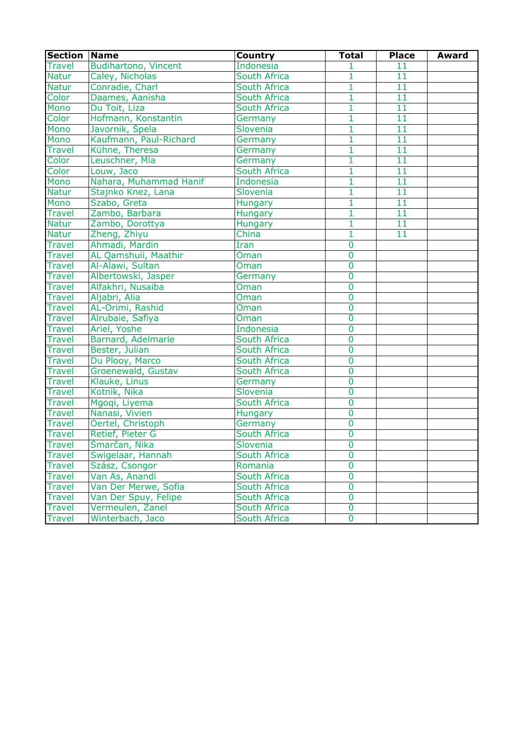| Section | Name | Country | Total | Place | Award |
|---|---|---|---|---|---|
| Travel | Budihartono, Vincent | Indonesia | 1 | 11 | |
| Natur | Caley, Nicholas | South Africa | 1 | 11 | |
| Natur | Conradie, Charl | South Africa | 1 | 11 | |
| Color | Daames, Aanisha | South Africa | 1 | 11 | |
| Mono | Du Toit, Liza | South Africa | 1 | 11 | |
| Color | Hofmann, Konstantin | Germany | 1 | 11 | |
| Mono | Javornik, Špela | Slovenia | 1 | 11 | |
| Mono | Kaufmann, Paul-Richard | Germany | 1 | 11 | |
| Travel | Kühne, Theresa | Germany | 1 | 11 | |
| Color | Leuschner, Mia | Germany | 1 | 11 | |
| Color | Louw, Jaco | South Africa | 1 | 11 | |
| Mono | Nahara, Muhammad Hanif | Indonesia | 1 | 11 | |
| Natur | Stajnko Knez, Lana | Slovenia | 1 | 11 | |
| Mono | Szabo, Greta | Hungary | 1 | 11 | |
| Travel | Zambo, Barbara | Hungary | 1 | 11 | |
| Natur | Zambo, Dorottya | Hungary | 1 | 11 | |
| Natur | Zheng, Zhiyu | China | 1 | 11 | |
| Travel | Ahmadi, Mardin | Iran | 0 | | |
| Travel | AL Qamshuii, Maathir | Oman | 0 | | |
| Travel | Al-Alawi, Sultan | Oman | 0 | | |
| Travel | Albertowski, Jasper | Germany | 0 | | |
| Travel | Alfakhri, Nusaiba | Oman | 0 | | |
| Travel | Aljabri, Alia | Oman | 0 | | |
| Travel | AL-Orimi, Rashid | Oman | 0 | | |
| Travel | Alrubaie, Safiya | Oman | 0 | | |
| Travel | Ariel, Yoshe | Indonesia | 0 | | |
| Travel | Barnard, Adelmarie | South Africa | 0 | | |
| Travel | Bester, Julian | South Africa | 0 | | |
| Travel | Du Plooy, Marco | South Africa | 0 | | |
| Travel | Groenewald, Gustav | South Africa | 0 | | |
| Travel | Klauke, Linus | Germany | 0 | | |
| Travel | Kotnik, Nika | Slovenia | 0 | | |
| Travel | Mgoqi, Liyema | South Africa | 0 | | |
| Travel | Nanasi, Vivien | Hungary | 0 | | |
| Travel | Oertel, Christoph | Germany | 0 | | |
| Travel | Retief, Pieter G | South Africa | 0 | | |
| Travel | Šmarčan, Nika | Slovenia | 0 | | |
| Travel | Swigelaar, Hannah | South Africa | 0 | | |
| Travel | Szász, Csongor | Romania | 0 | | |
| Travel | Van As, Anandi | South Africa | 0 | | |
| Travel | Van Der Merwe, Sofia | South Africa | 0 | | |
| Travel | Van Der Spuy, Felipe | South Africa | 0 | | |
| Travel | Vermeulen, Zanel | South Africa | 0 | | |
| Travel | Winterbach, Jaco | South Africa | 0 | | |